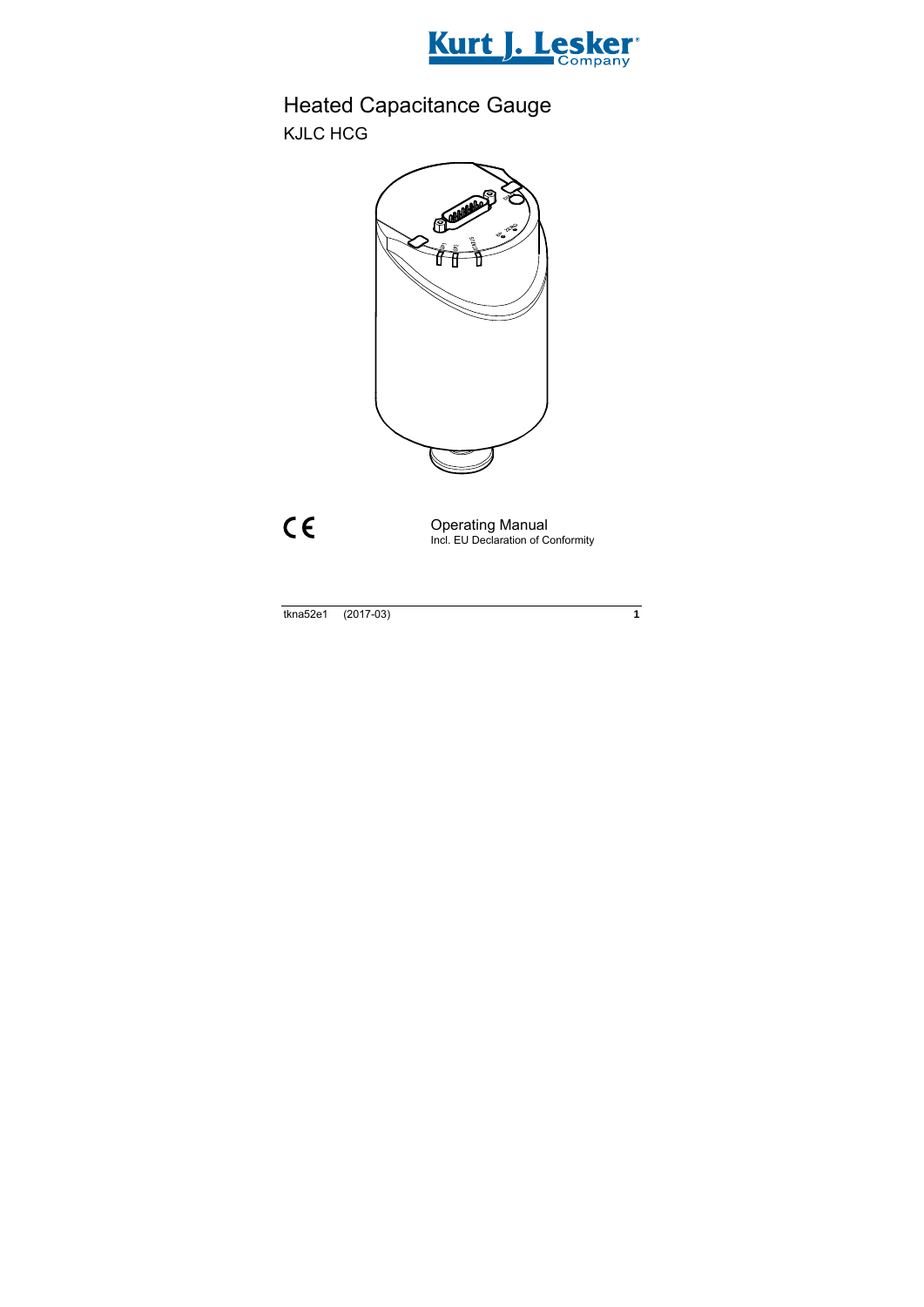# Heated Capacitance Gauge

## KJLC HCG

Operating Manual
Incl. EU Declaration of Conformity

tkna52e1 (2017-03)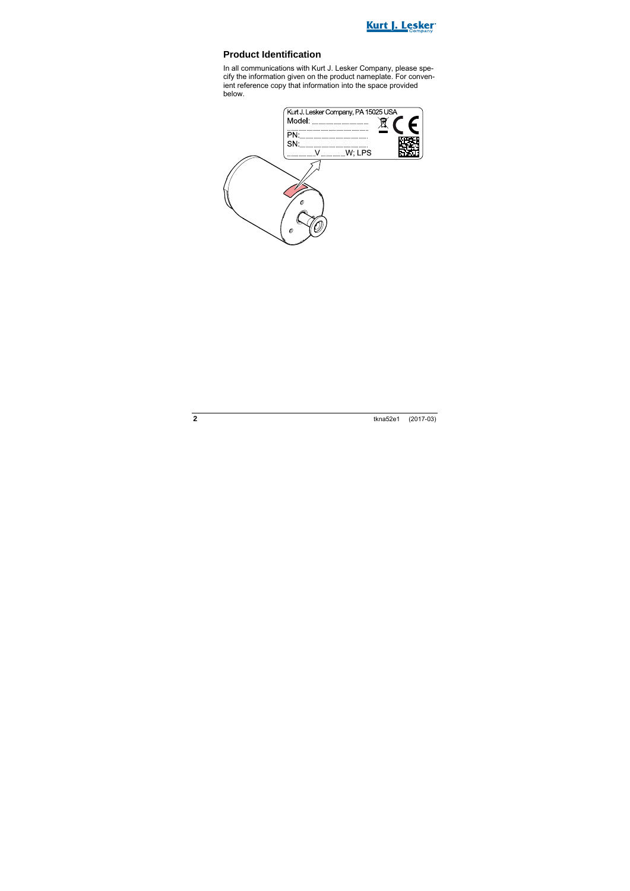## Product Identification

In all communications with Kurt J. Lesker Company, please specify the information given on the product nameplate. For convenient reference copy that information into the space provided below.

Kurt J. Lesker Company, PA 15025 USA
Model: .................................
.................................
PN:.................................
SN:.................................
...............V...............W; LPS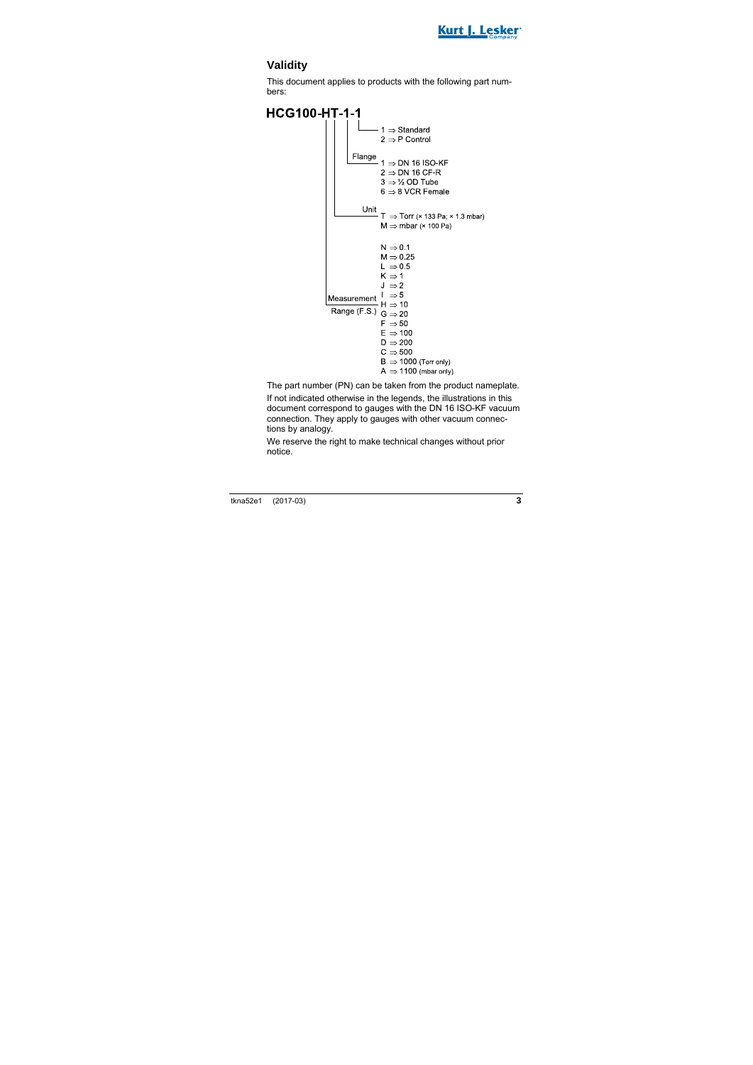## Validity

This document applies to products with the following part numbers:

**HCG100-HT-1-1**

- 1 ⇒ Standard
- 2 ⇒ P Control

Flange
- 1 ⇒ DN 16 ISO-KF
- 2 ⇒ DN 16 CF-R
- 3 ⇒ ½ OD Tube
- 6 ⇒ 8 VCR Female

Unit
- T ⇒ Torr (× 133 Pa; × 1.3 mbar)
- M ⇒ mbar (× 100 Pa)

Measurement Range (F.S.)
- N ⇒ 0.1
- M ⇒ 0.25
- L ⇒ 0.5
- K ⇒ 1
- J ⇒ 2
- I ⇒ 5
- H ⇒ 10
- G ⇒ 20
- F ⇒ 50
- E ⇒ 100
- D ⇒ 200
- C ⇒ 500
- B ⇒ 1000 (Torr only)
- A ⇒ 1100 (mbar only)

The part number (PN) can be taken from the product nameplate.

If not indicated otherwise in the legends, the illustrations in this document correspond to gauges with the DN 16 ISO-KF vacuum connection. They apply to gauges with other vacuum connections by analogy.

We reserve the right to make technical changes without prior notice.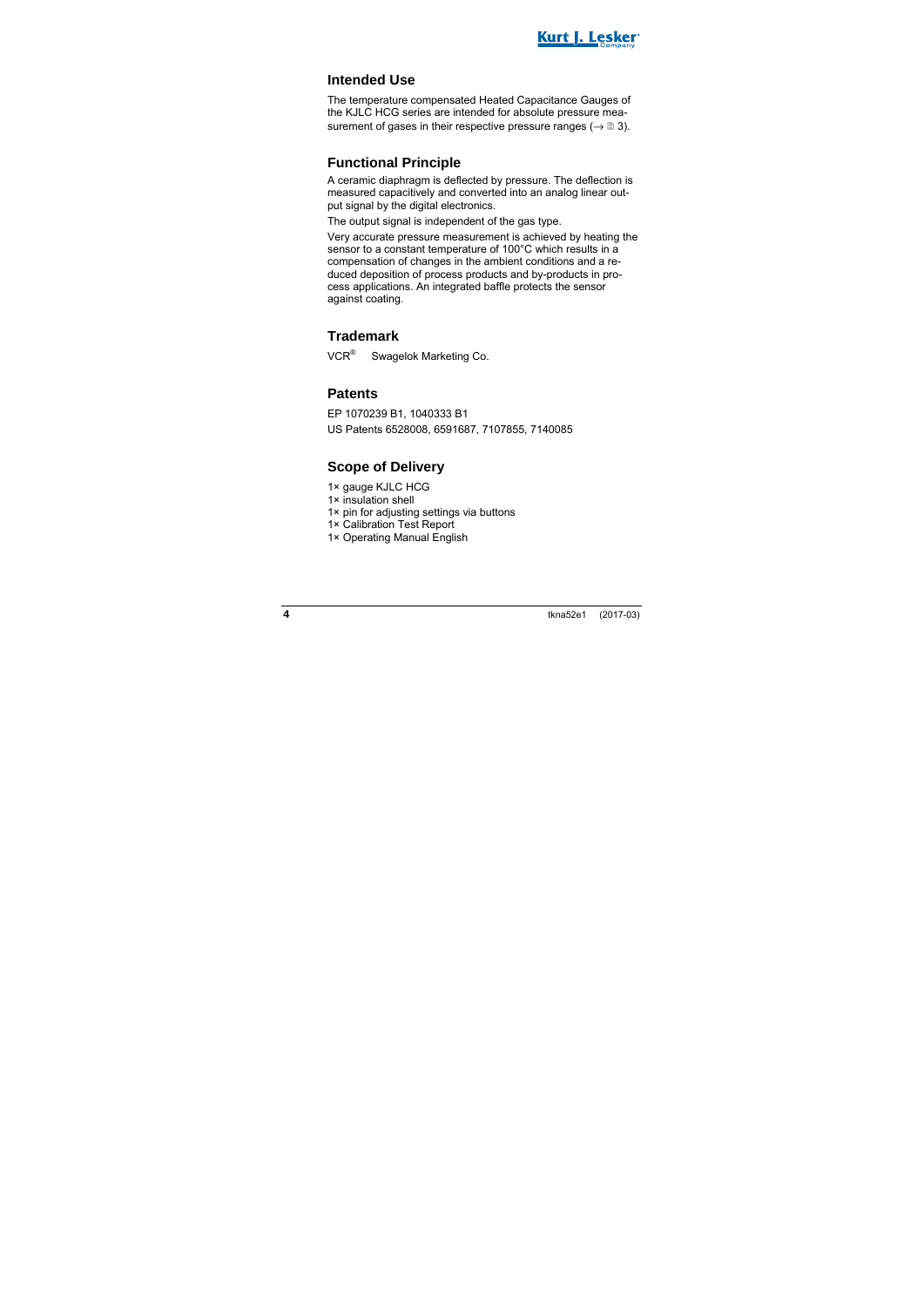## Intended Use

The temperature compensated Heated Capacitance Gauges of the KJLC HCG series are intended for absolute pressure measurement of gases in their respective pressure ranges (→ 🗎 3).

## Functional Principle

A ceramic diaphragm is deflected by pressure. The deflection is measured capacitively and converted into an analog linear output signal by the digital electronics.

The output signal is independent of the gas type.

Very accurate pressure measurement is achieved by heating the sensor to a constant temperature of 100°C which results in a compensation of changes in the ambient conditions and a reduced deposition of process products and by-products in process applications. An integrated baffle protects the sensor against coating.

## Trademark

VCR® Swagelok Marketing Co.

## Patents

EP 1070239 B1, 1040333 B1

US Patents 6528008, 6591687, 7107855, 7140085

## Scope of Delivery

1× gauge KJLC HCG
1× insulation shell
1× pin for adjusting settings via buttons
1× Calibration Test Report
1× Operating Manual English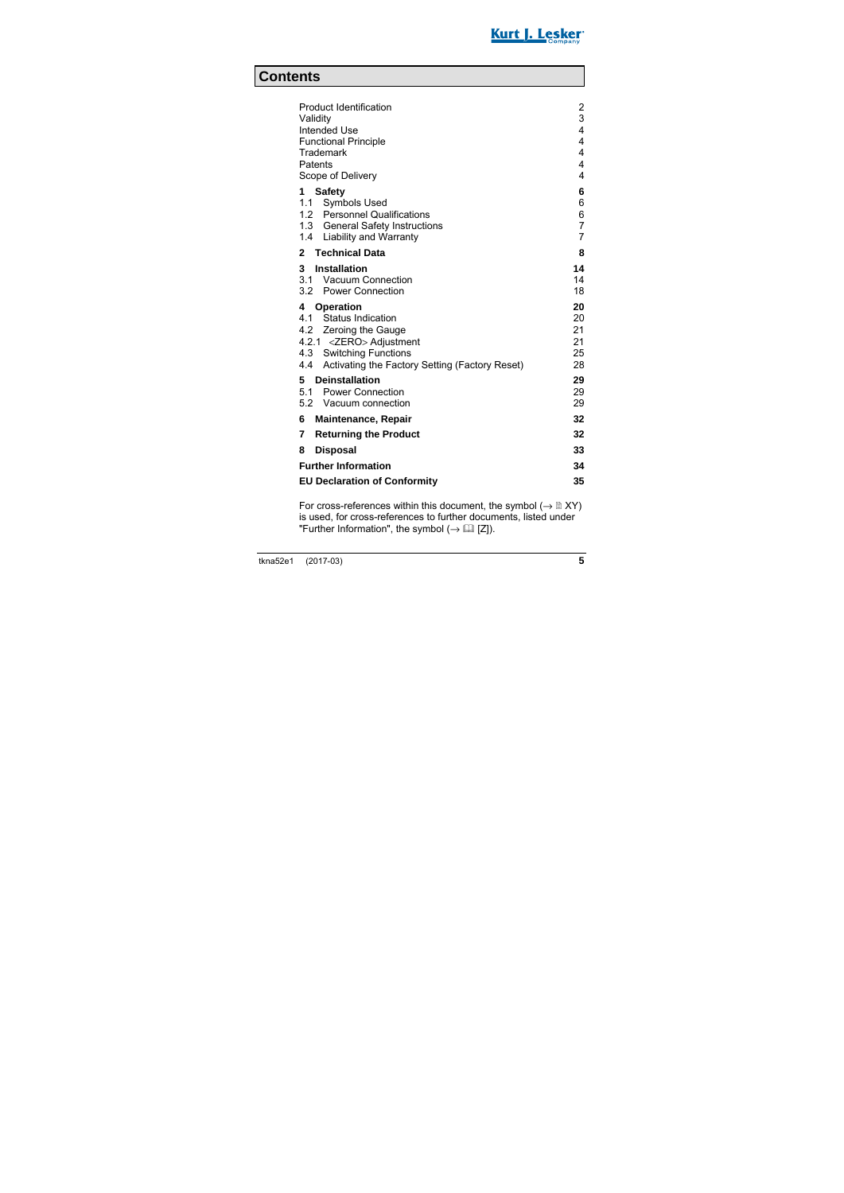# Contents

| | |
|---|---|
| Product Identification | 2 |
| Validity | 3 |
| Intended Use | 4 |
| Functional Principle | 4 |
| Trademark | 4 |
| Patents | 4 |
| Scope of Delivery | 4 |
| **1 Safety** | **6** |
| 1.1 Symbols Used | 6 |
| 1.2 Personnel Qualifications | 6 |
| 1.3 General Safety Instructions | 7 |
| 1.4 Liability and Warranty | 7 |
| **2 Technical Data** | **8** |
| **3 Installation** | **14** |
| 3.1 Vacuum Connection | 14 |
| 3.2 Power Connection | 18 |
| **4 Operation** | **20** |
| 4.1 Status Indication | 20 |
| 4.2 Zeroing the Gauge | 21 |
| 4.2.1 <ZERO> Adjustment | 21 |
| 4.3 Switching Functions | 25 |
| 4.4 Activating the Factory Setting (Factory Reset) | 28 |
| **5 Deinstallation** | **29** |
| 5.1 Power Connection | 29 |
| 5.2 Vacuum connection | 29 |
| **6 Maintenance, Repair** | **32** |
| **7 Returning the Product** | **32** |
| **8 Disposal** | **33** |
| **Further Information** | **34** |
| **EU Declaration of Conformity** | **35** |

For cross-references within this document, the symbol (→ 🗎 XY) is used, for cross-references to further documents, listed under "Further Information", the symbol (→ 🕮 [Z]).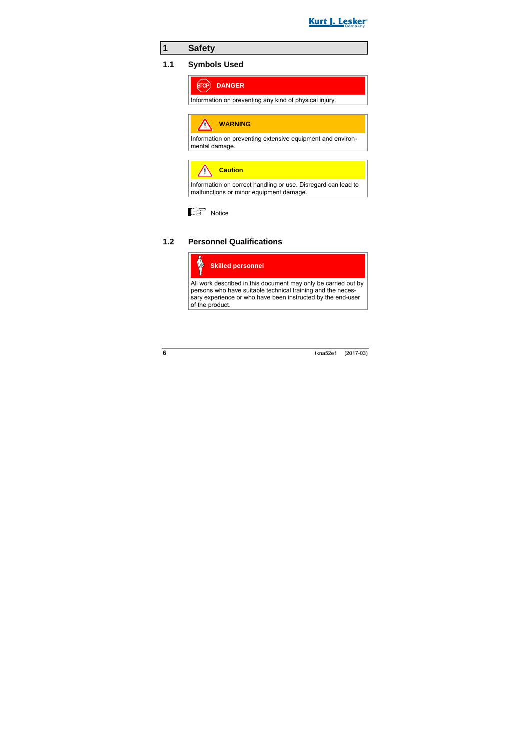# 1 Safety

## 1.1 Symbols Used

**DANGER**

Information on preventing any kind of physical injury.

**WARNING**

Information on preventing extensive equipment and environmental damage.

**Caution**

Information on correct handling or use. Disregard can lead to malfunctions or minor equipment damage.

Notice

## 1.2 Personnel Qualifications

**Skilled personnel**

All work described in this document may only be carried out by persons who have suitable technical training and the necessary experience or who have been instructed by the end-user of the product.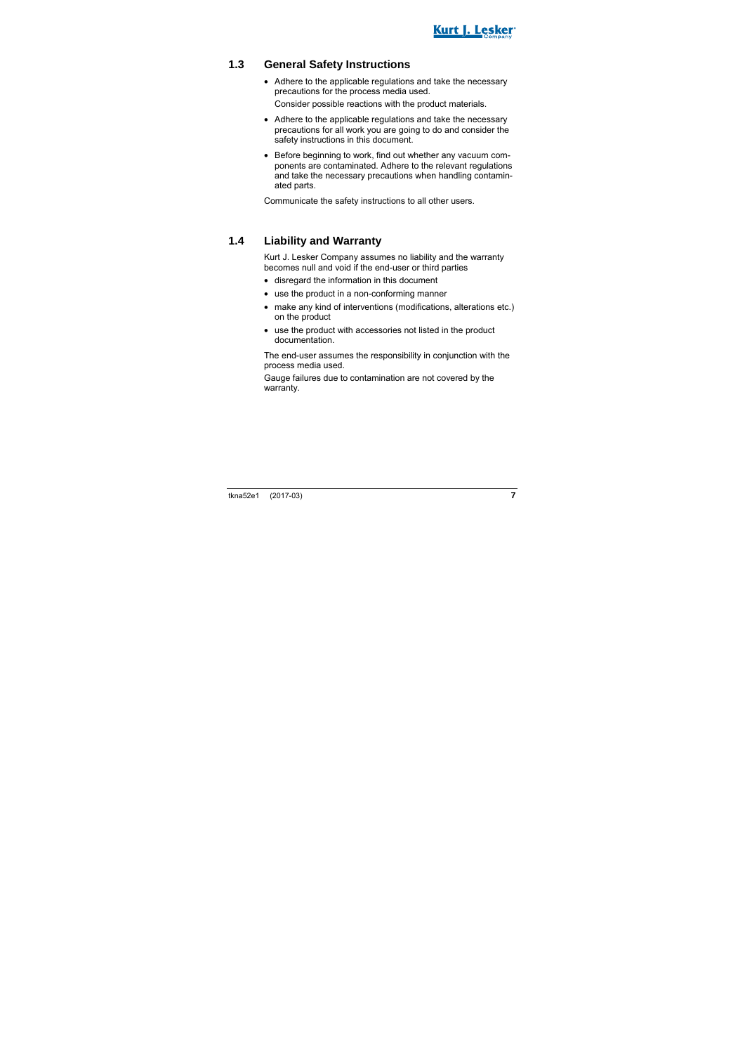## 1.3 General Safety Instructions

- Adhere to the applicable regulations and take the necessary precautions for the process media used.
  Consider possible reactions with the product materials.
- Adhere to the applicable regulations and take the necessary precautions for all work you are going to do and consider the safety instructions in this document.
- Before beginning to work, find out whether any vacuum components are contaminated. Adhere to the relevant regulations and take the necessary precautions when handling contaminated parts.

Communicate the safety instructions to all other users.

## 1.4 Liability and Warranty

Kurt J. Lesker Company assumes no liability and the warranty becomes null and void if the end-user or third parties

- disregard the information in this document
- use the product in a non-conforming manner
- make any kind of interventions (modifications, alterations etc.) on the product
- use the product with accessories not listed in the product documentation.

The end-user assumes the responsibility in conjunction with the process media used.

Gauge failures due to contamination are not covered by the warranty.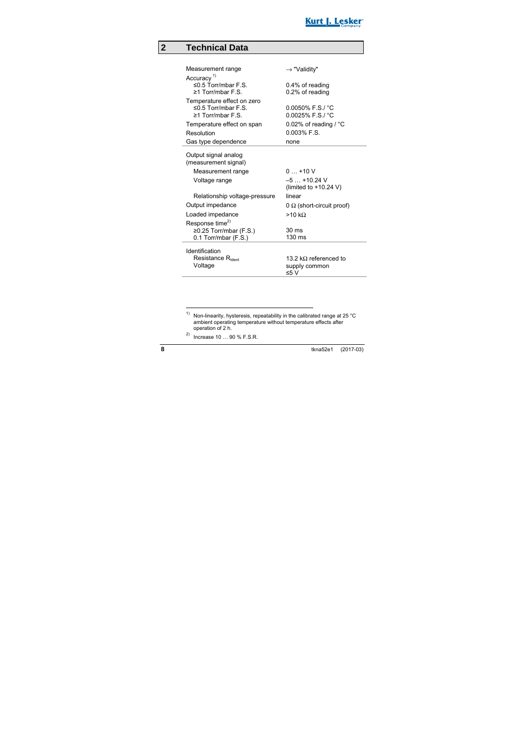# 2 Technical Data

| | |
|---|---|
| Measurement range | → "Validity" |
| Accuracy [1] | |
| ≤0.5 Torr/mbar F.S. | 0.4% of reading |
| ≥1 Torr/mbar F.S. | 0.2% of reading |
| Temperature effect on zero | |
| ≤0.5 Torr/mbar F.S. | 0.0050% F.S./ °C |
| ≥1 Torr/mbar F.S. | 0.0025% F.S./ °C |
| Temperature effect on span | 0.02% of reading / °C |
| Resolution | 0.003% F.S. |
| Gas type dependence | none |
| Output signal analog (measurement signal) | |
| Measurement range | 0 … +10 V |
| Voltage range | –5 … +10.24 V (limited to +10.24 V) |
| Relationship voltage-pressure | linear |
| Output impedance | 0 Ω (short-circuit proof) |
| Loaded impedance | >10 kΩ |
| Response time[2] | |
| ≥0.25 Torr/mbar (F.S.) | 30 ms |
| 0.1 Torr/mbar (F.S.) | 130 ms |
| Identification | |
| Resistance $R_{Ident}$ | 13.2 kΩ referenced to supply common |
| Voltage | ≤5 V |

[1] Non-linearity, hysteresis, repeatability in the calibrated range at 25 °C ambient operating temperature without temperature effects after operation of 2 h.

[2] Increase 10 … 90 % F.S.R.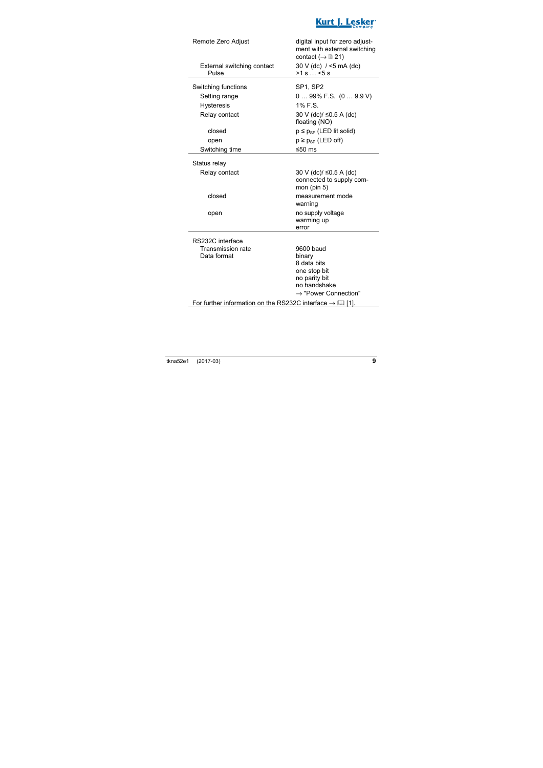| | |
|---|---|
| Remote Zero Adjust | digital input for zero adjustment with external switching contact (→ 🗎 21) |
| External switching contact<br>Pulse | 30 V (dc) / <5 mA (dc)<br>>1 s … <5 s |
| Switching functions | SP1, SP2 |
| Setting range | 0 … 99% F.S. (0 … 9.9 V) |
| Hysteresis | 1% F.S. |
| Relay contact | 30 V (dc)/ ≤0.5 A (dc) floating (NO) |
| closed | $p \leq p_{SP}$ (LED lit solid) |
| open | $p \geq p_{SP}$ (LED off) |
| Switching time | ≤50 ms |
| Status relay | |
| Relay contact | 30 V (dc)/ ≤0.5 A (dc) connected to supply common (pin 5) |
| closed | measurement mode<br>warning |
| open | no supply voltage<br>warming up<br>error |
| RS232C interface | |
| Transmission rate | 9600 baud |
| Data format | binary<br>8 data bits<br>one stop bit<br>no parity bit<br>no handshake<br>→ "Power Connection" |

For further information on the RS232C interface → 🕮 [1].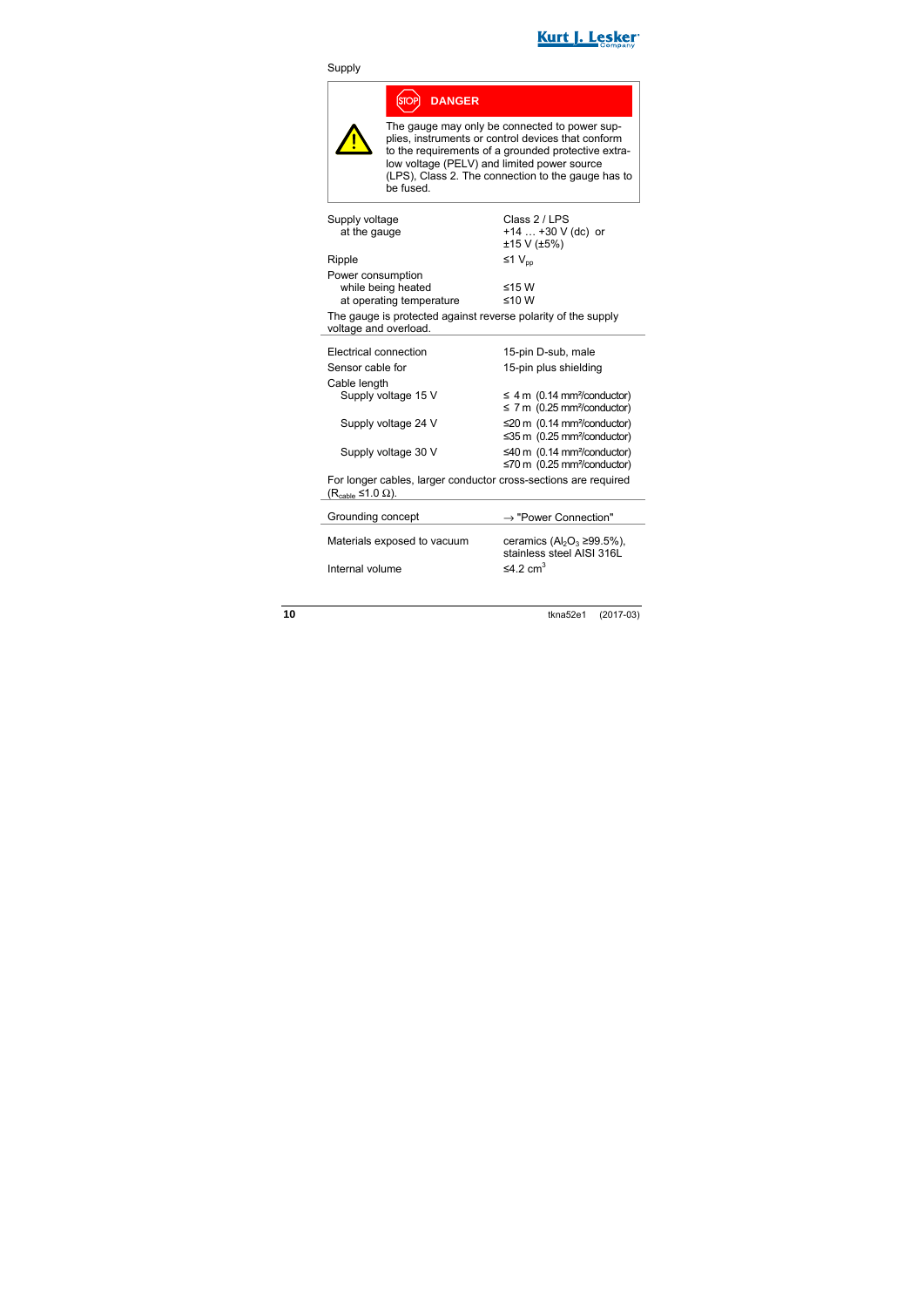Supply

> **DANGER**
>
> The gauge may only be connected to power supplies, instruments or control devices that conform to the requirements of a grounded protective extra-low voltage (PELV) and limited power source (LPS), Class 2. The connection to the gauge has to be fused.

| | |
|---|---|
| Supply voltage | Class 2 / LPS |
| at the gauge | +14 … +30 V (dc) or ±15 V (±5%) |
| Ripple | ≤1 $V_{pp}$ |
| Power consumption | |
| while being heated | ≤15 W |
| at operating temperature | ≤10 W |

The gauge is protected against reverse polarity of the supply voltage and overload.

| | |
|---|---|
| Electrical connection | 15-pin D-sub, male |
| Sensor cable for | 15-pin plus shielding |
| Cable length | |
| Supply voltage 15 V | ≤ 4 m (0.14 mm²/conductor)<br>≤ 7 m (0.25 mm²/conductor) |
| Supply voltage 24 V | ≤20 m (0.14 mm²/conductor)<br>≤35 m (0.25 mm²/conductor) |
| Supply voltage 30 V | ≤40 m (0.14 mm²/conductor)<br>≤70 m (0.25 mm²/conductor) |

For longer cables, larger conductor cross-sections are required ($R_{cable}$ ≤1.0 Ω).

| | |
|---|---|
| Grounding concept | → "Power Connection" |

| | |
|---|---|
| Materials exposed to vacuum | ceramics ($Al_2O_3$ ≥99.5%), stainless steel AISI 316L |
| Internal volume | ≤4.2 $cm^3$ |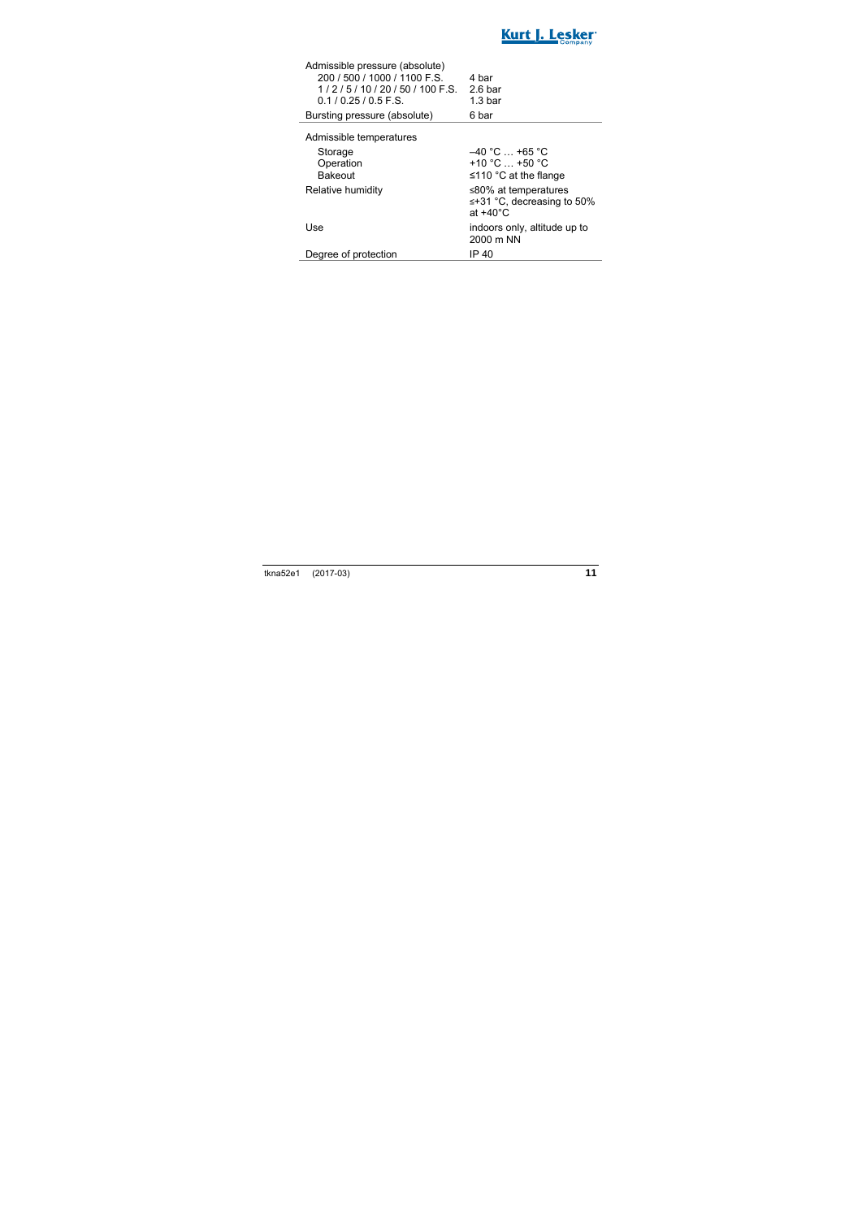| | |
|---|---|
| Admissible pressure (absolute) | |
| 200 / 500 / 1000 / 1100 F.S. | 4 bar |
| 1 / 2 / 5 / 10 / 20 / 50 / 100 F.S. | 2.6 bar |
| 0.1 / 0.25 / 0.5 F.S. | 1.3 bar |
| Bursting pressure (absolute) | 6 bar |
| Admissible temperatures | |
| Storage | –40 °C … +65 °C |
| Operation | +10 °C … +50 °C |
| Bakeout | ≤110 °C at the flange |
| Relative humidity | ≤80% at temperatures ≤+31 °C, decreasing to 50% at +40°C |
| Use | indoors only, altitude up to 2000 m NN |
| Degree of protection | IP 40 |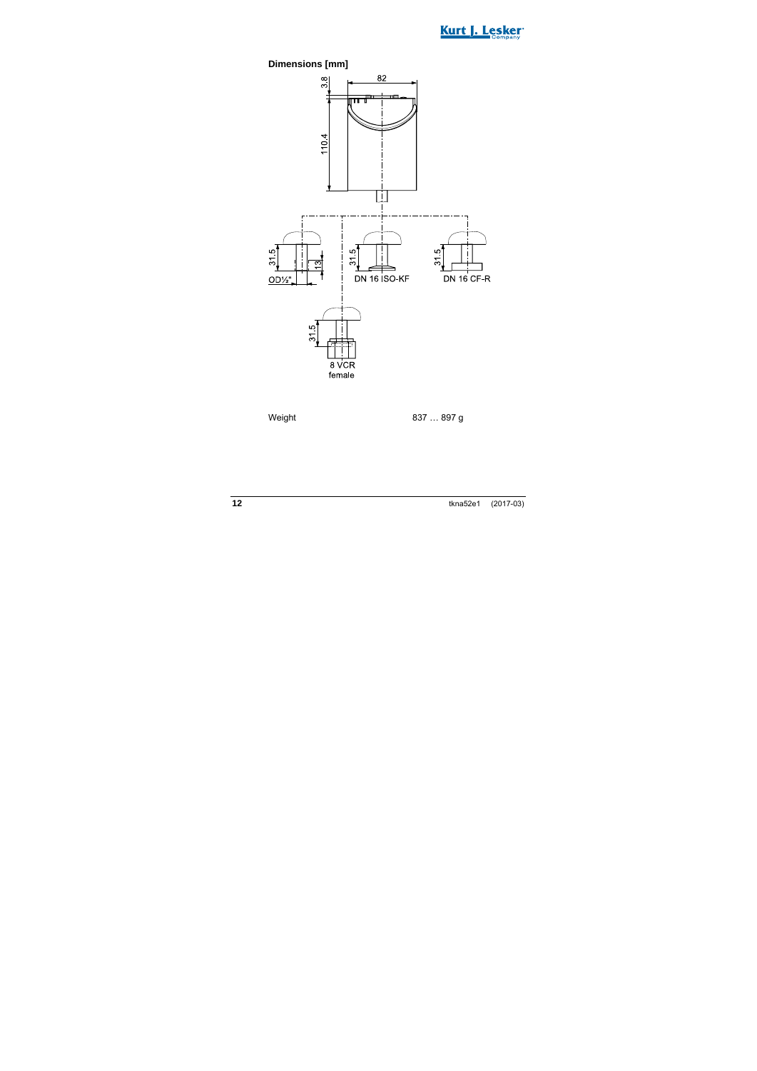**Dimensions [mm]**

| Weight | 837 … 897 g |
|---|---|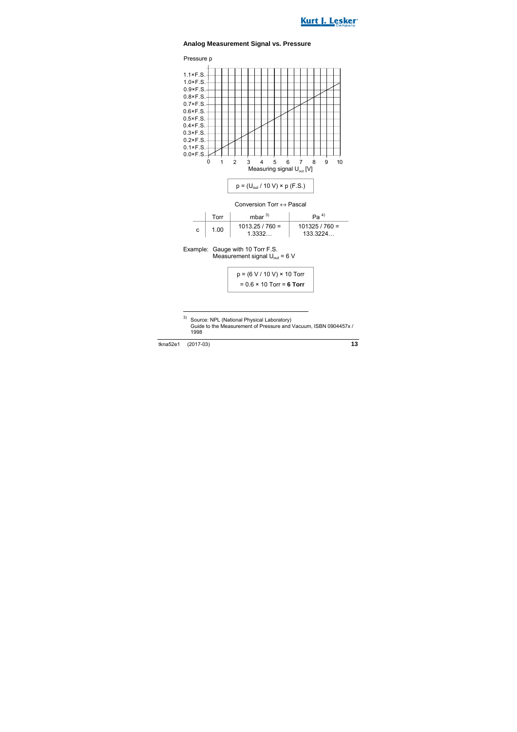### Analog Measurement Signal vs. Pressure

Pressure p

1.1×F.S.
1.0×F.S.
0.9×F.S.
0.8×F.S.
0.7×F.S.
0.6×F.S.
0.5×F.S.
0.4×F.S.
0.3×F.S.
0.2×F.S.
0.1×F.S.
0.0×F.S.

0 1 2 3 4 5 6 7 8 9 10

Measuring signal $U_{out}$ [V]

$$p = (U_{out} / 10\ V) \times p\ (F.S.)$$

Conversion Torr ↔ Pascal

| | Torr | mbar [3] | Pa [4] |
|---|---|---|---|
| c | 1.00 | 1013.25 / 760 = 1.3332… | 101325 / 760 = 133.3224… |

Example: Gauge with 10 Torr F.S.
Measurement signal $U_{out}$ = 6 V

$$p = (6\ V / 10\ V) \times 10\ Torr$$
$$= 0.6 \times 10\ Torr = \mathbf{6\ Torr}$$

---

[3] Source: NPL (National Physical Laboratory)
Guide to the Measurement of Pressure and Vacuum, ISBN 0904457x / 1998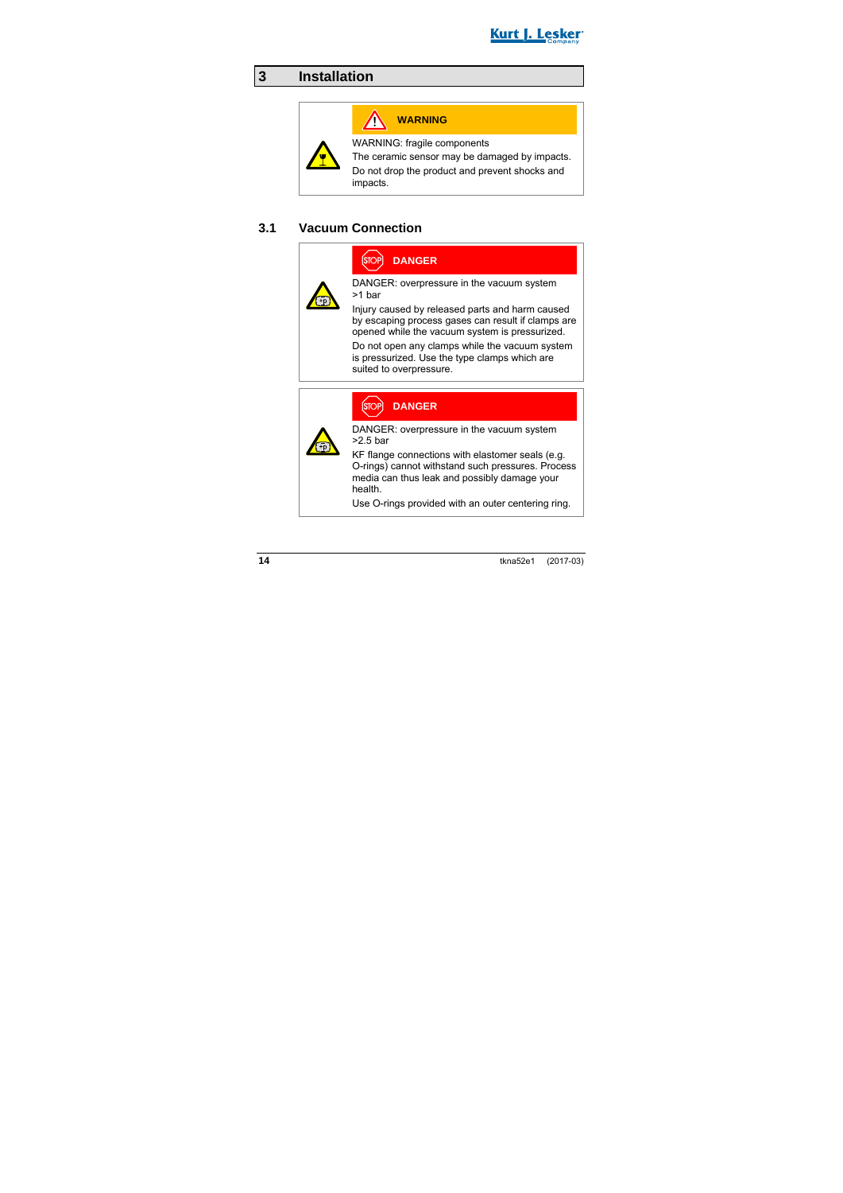# 3 Installation

**WARNING**

WARNING: fragile components

The ceramic sensor may be damaged by impacts.

Do not drop the product and prevent shocks and impacts.

## 3.1 Vacuum Connection

**DANGER**

DANGER: overpressure in the vacuum system >1 bar

Injury caused by released parts and harm caused by escaping process gases can result if clamps are opened while the vacuum system is pressurized.

Do not open any clamps while the vacuum system is pressurized. Use the type clamps which are suited to overpressure.

**DANGER**

DANGER: overpressure in the vacuum system >2.5 bar

KF flange connections with elastomer seals (e.g. O-rings) cannot withstand such pressures. Process media can thus leak and possibly damage your health.

Use O-rings provided with an outer centering ring.

tkna52e1 (2017-03)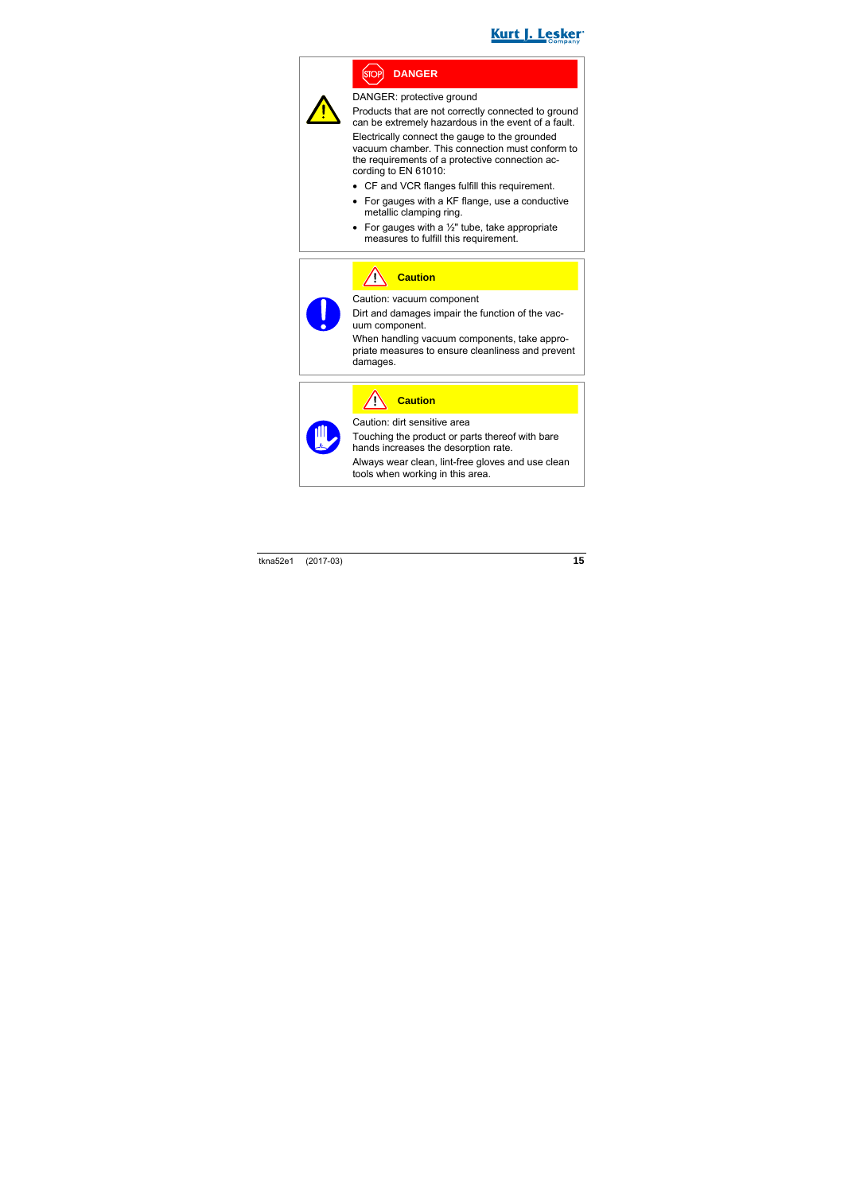**DANGER**

DANGER: protective ground

Products that are not correctly connected to ground can be extremely hazardous in the event of a fault.

Electrically connect the gauge to the grounded vacuum chamber. This connection must conform to the requirements of a protective connection according to EN 61010:

- CF and VCR flanges fulfill this requirement.
- For gauges with a KF flange, use a conductive metallic clamping ring.
- For gauges with a ½" tube, take appropriate measures to fulfill this requirement.

**Caution**

Caution: vacuum component

Dirt and damages impair the function of the vacuum component.

When handling vacuum components, take appropriate measures to ensure cleanliness and prevent damages.

**Caution**

Caution: dirt sensitive area

Touching the product or parts thereof with bare hands increases the desorption rate.

Always wear clean, lint-free gloves and use clean tools when working in this area.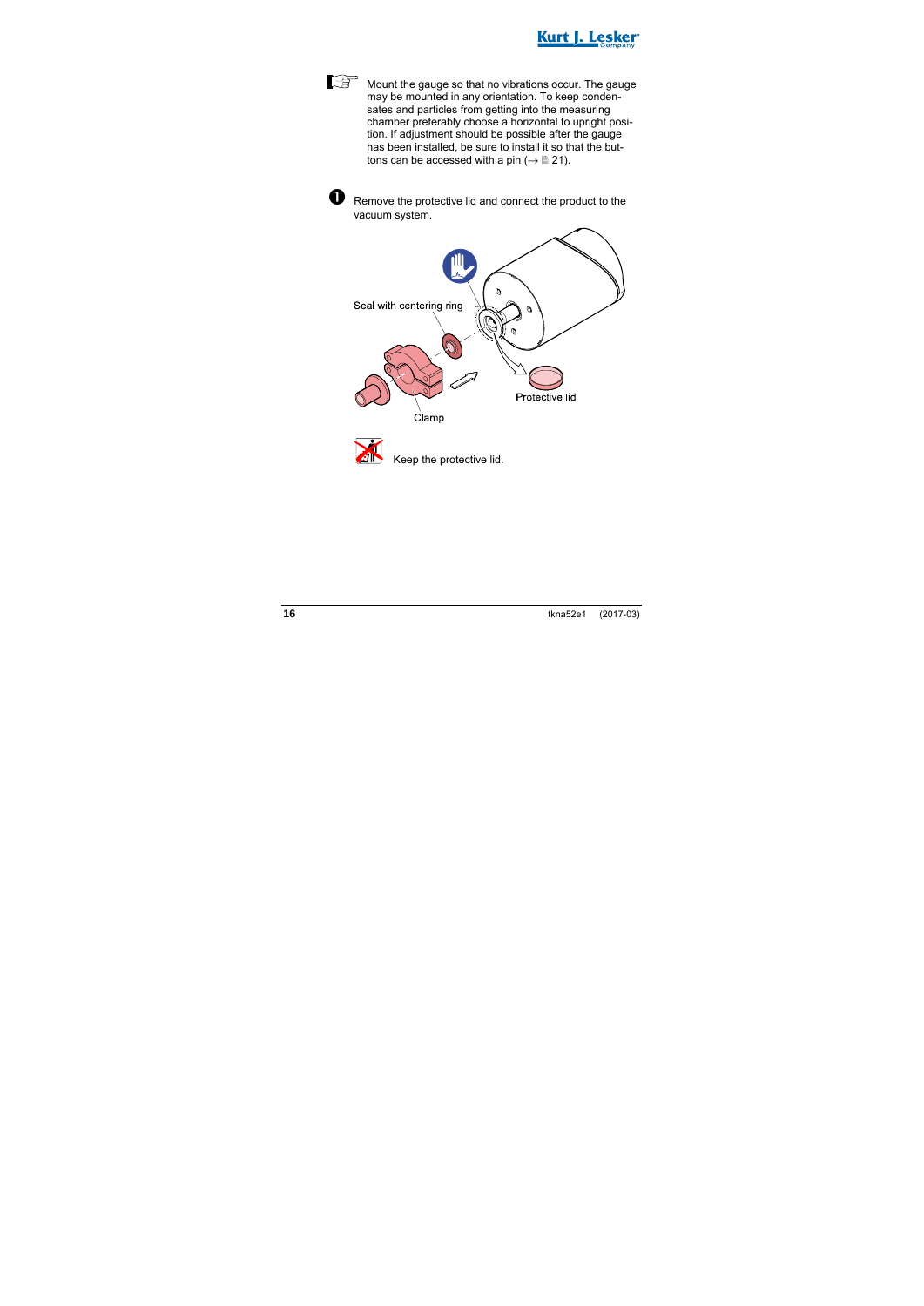Mount the gauge so that no vibrations occur. The gauge may be mounted in any orientation. To keep condensates and particles from getting into the measuring chamber preferably choose a horizontal to upright position. If adjustment should be possible after the gauge has been installed, be sure to install it so that the buttons can be accessed with a pin (→ 🗎 21).

❶ Remove the protective lid and connect the product to the vacuum system.

Seal with centering ring

Protective lid

Clamp

Keep the protective lid.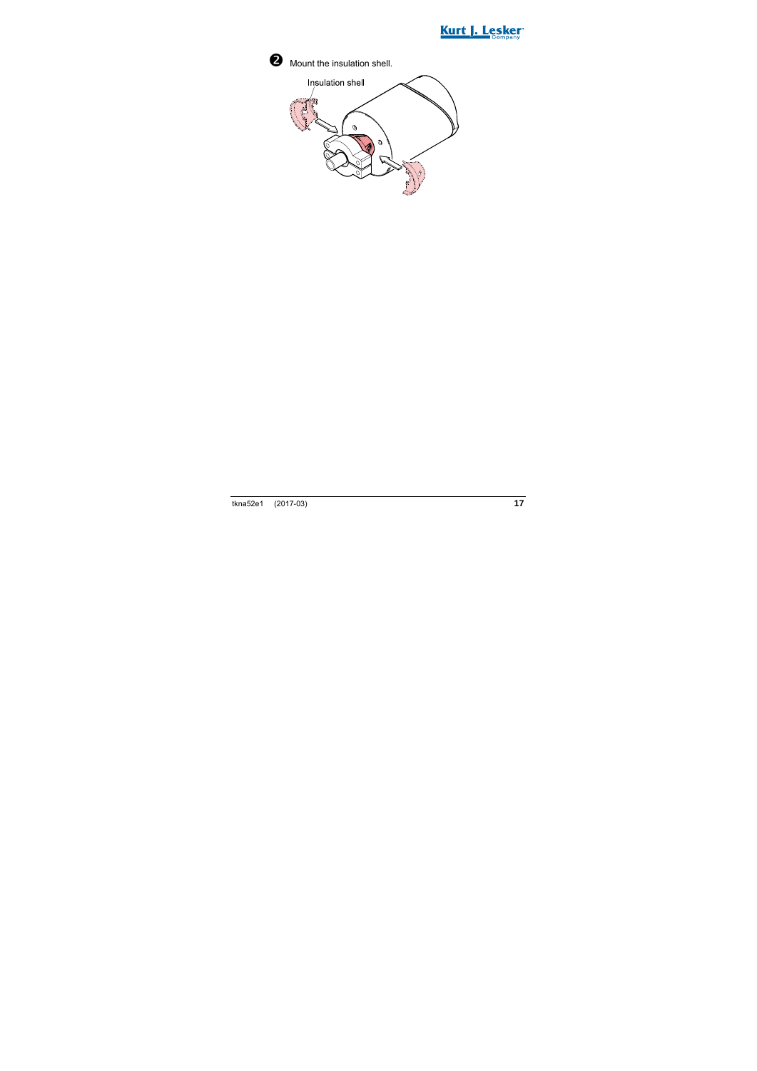❷ Mount the insulation shell.

Insulation shell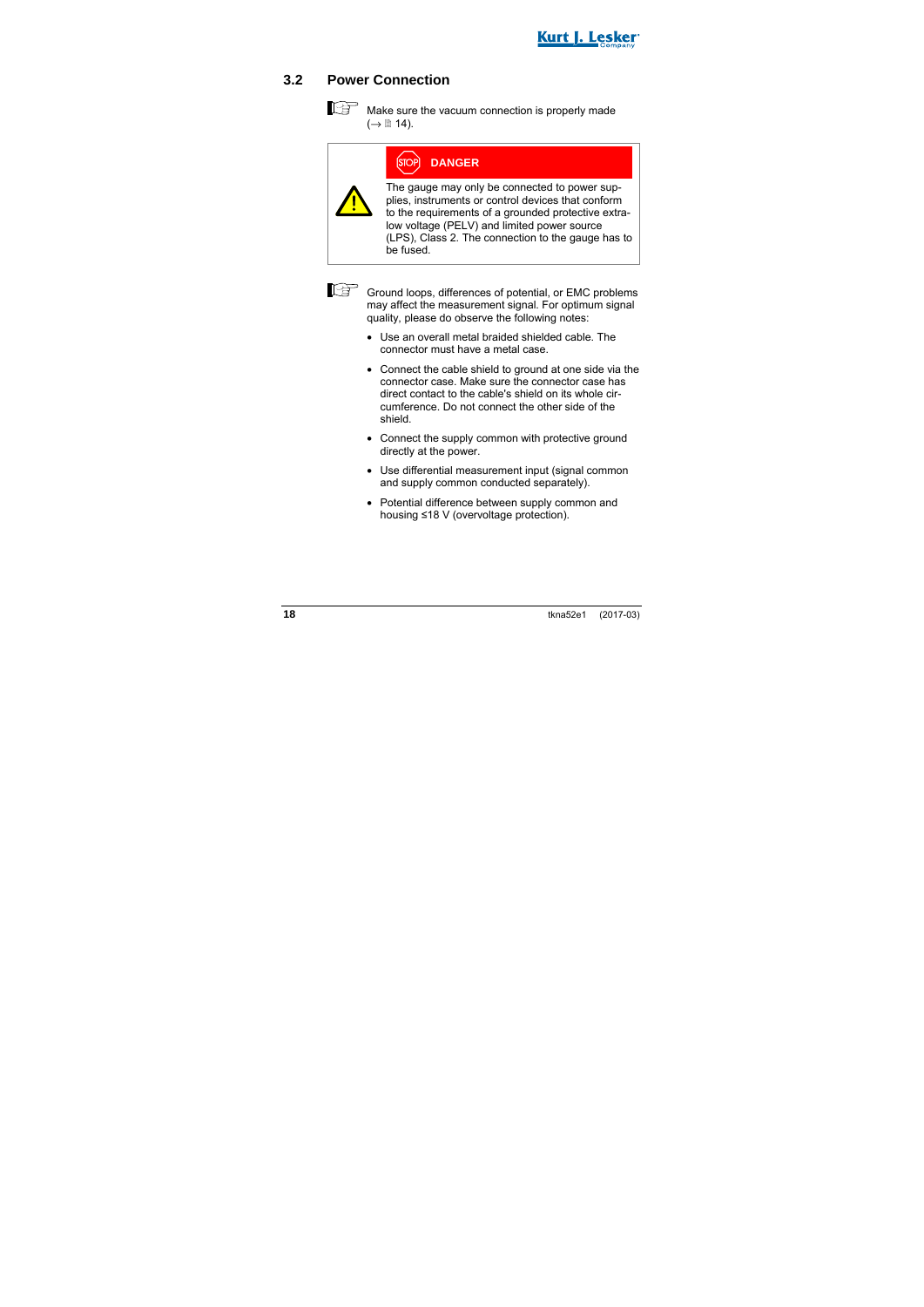## 3.2 Power Connection

Make sure the vacuum connection is properly made (→ 14).

**DANGER**

The gauge may only be connected to power supplies, instruments or control devices that conform to the requirements of a grounded protective extra-low voltage (PELV) and limited power source (LPS), Class 2. The connection to the gauge has to be fused.

Ground loops, differences of potential, or EMC problems may affect the measurement signal. For optimum signal quality, please do observe the following notes:

- Use an overall metal braided shielded cable. The connector must have a metal case.
- Connect the cable shield to ground at one side via the connector case. Make sure the connector case has direct contact to the cable's shield on its whole circumference. Do not connect the other side of the shield.
- Connect the supply common with protective ground directly at the power.
- Use differential measurement input (signal common and supply common conducted separately).
- Potential difference between supply common and housing ≤18 V (overvoltage protection).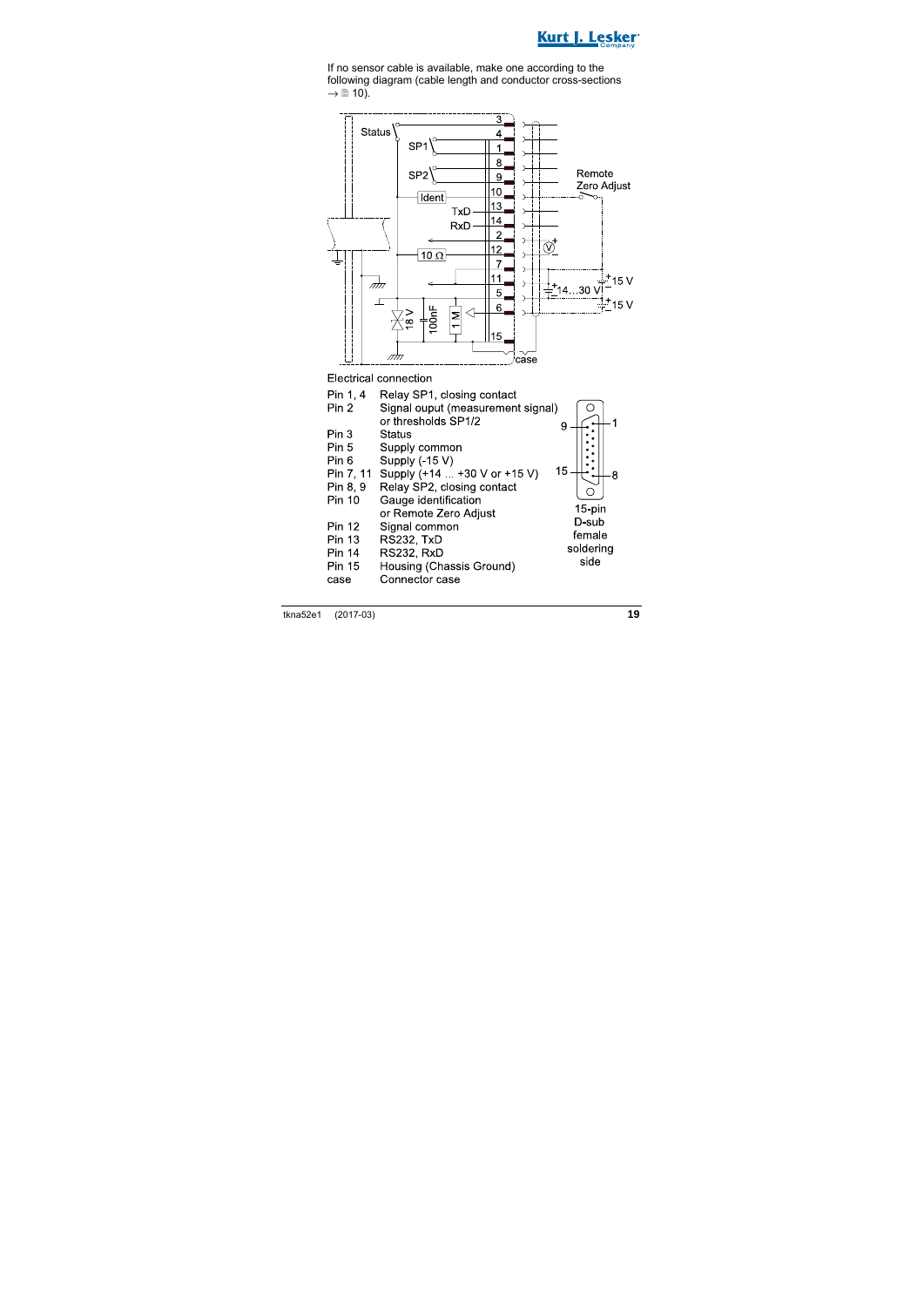If no sensor cable is available, make one according to the following diagram (cable length and conductor cross-sections → 🗎 10).

Electrical connection

| | |
|---|---|
| Pin 1, 4 | Relay SP1, closing contact |
| Pin 2 | Signal ouput (measurement signal) or thresholds SP1/2 |
| Pin 3 | Status |
| Pin 5 | Supply common |
| Pin 6 | Supply (-15 V) |
| Pin 7, 11 | Supply (+14 … +30 V or +15 V) |
| Pin 8, 9 | Relay SP2, closing contact |
| Pin 10 | Gauge identification or Remote Zero Adjust |
| Pin 12 | Signal common |
| Pin 13 | RS232, TxD |
| Pin 14 | RS232, RxD |
| Pin 15 | Housing (Chassis Ground) |
| case | Connector case |

15-pin D-sub female soldering side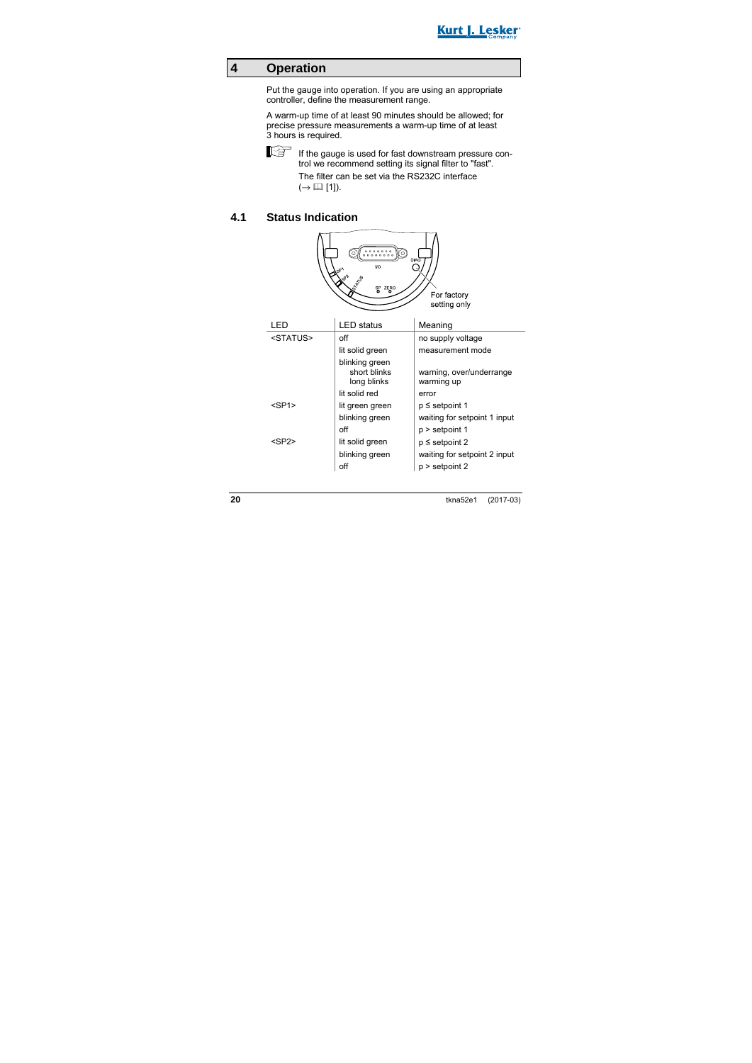# 4 Operation

Put the gauge into operation. If you are using an appropriate controller, define the measurement range.

A warm-up time of at least 90 minutes should be allowed; for precise pressure measurements a warm-up time of at least 3 hours is required.

If the gauge is used for fast downstream pressure control we recommend setting its signal filter to "fast".
The filter can be set via the RS232C interface (→ 📖 [1]).

## 4.1 Status Indication

For factory setting only

| LED | LED status | Meaning |
|---|---|---|
| <STATUS> | off | no supply voltage |
| | lit solid green | measurement mode |
| | blinking green<br>short blinks<br>long blinks | <br>warning, over/underrange<br>warming up |
| | lit solid red | error |
| <SP1> | lit green green | p ≤ setpoint 1 |
| | blinking green | waiting for setpoint 1 input |
| | off | p > setpoint 1 |
| <SP2> | lit solid green | p ≤ setpoint 2 |
| | blinking green | waiting for setpoint 2 input |
| | off | p > setpoint 2 |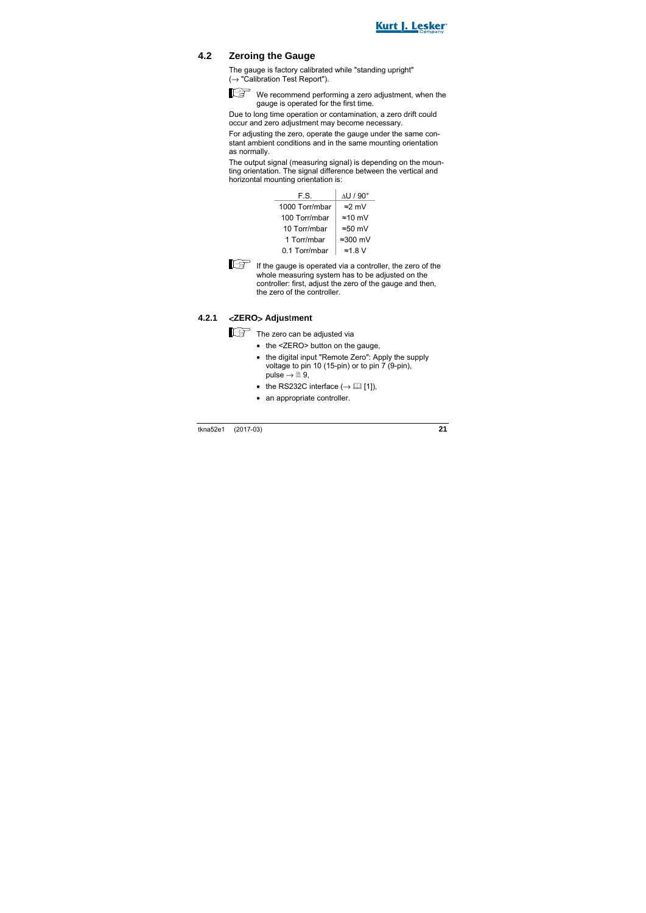## 4.2 Zeroing the Gauge

The gauge is factory calibrated while "standing upright" (→ "Calibration Test Report").

We recommend performing a zero adjustment, when the gauge is operated for the first time.

Due to long time operation or contamination, a zero drift could occur and zero adjustment may become necessary.

For adjusting the zero, operate the gauge under the same constant ambient conditions and in the same mounting orientation as normally.

The output signal (measuring signal) is depending on the mounting orientation. The signal difference between the vertical and horizontal mounting orientation is:

| F.S. | ΔU / 90° |
|---|---|
| 1000 Torr/mbar | ≈2 mV |
| 100 Torr/mbar | ≈10 mV |
| 10 Torr/mbar | ≈50 mV |
| 1 Torr/mbar | ≈300 mV |
| 0.1 Torr/mbar | ≈1.8 V |

If the gauge is operated via a controller, the zero of the whole measuring system has to be adjusted on the controller: first, adjust the zero of the gauge and then, the zero of the controller.

### 4.2.1 <ZERO> Adjustment

The zero can be adjusted via

- the <ZERO> button on the gauge,
- the digital input "Remote Zero": Apply the supply voltage to pin 10 (15-pin) or to pin 7 (9-pin), pulse → 9,
- the RS232C interface (→ [1]),
- an appropriate controller.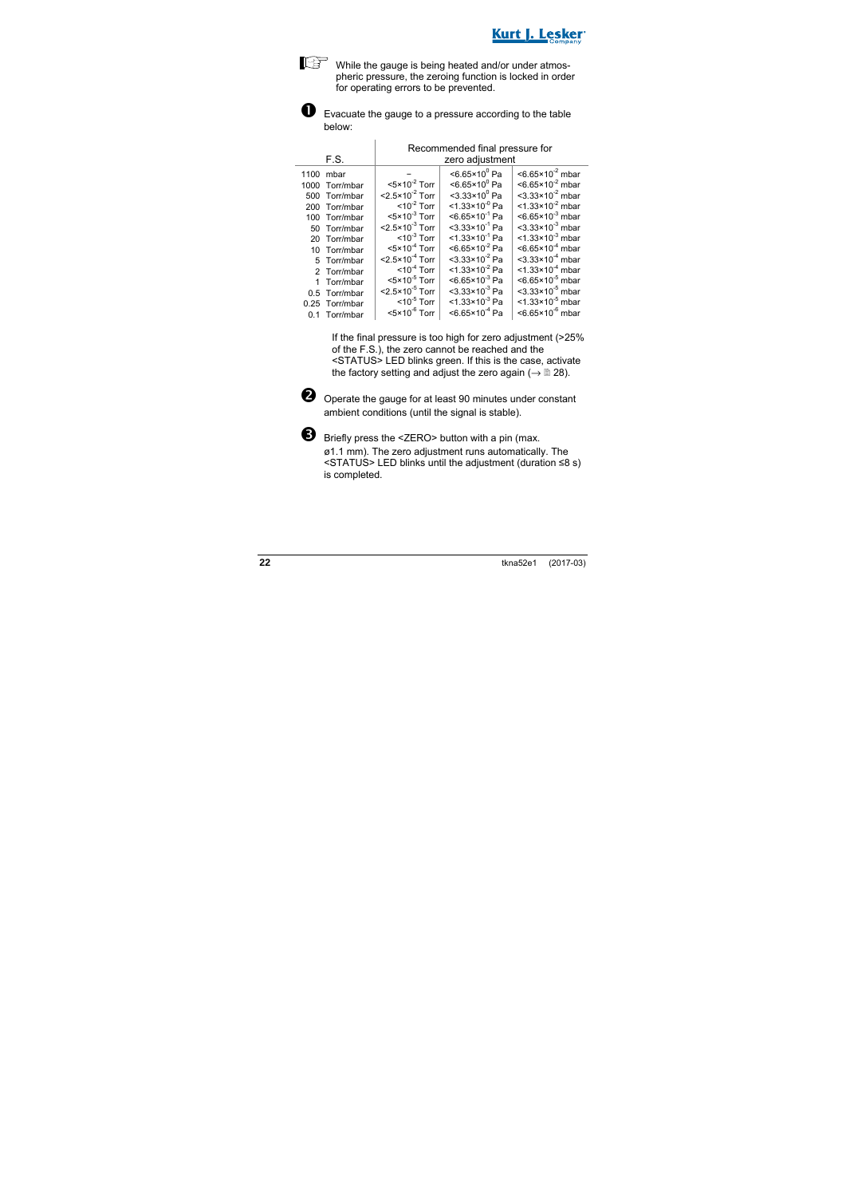While the gauge is being heated and/or under atmospheric pressure, the zeroing function is locked in order for operating errors to be prevented.

❶ Evacuate the gauge to a pressure according to the table below:

| F.S. | Recommended final pressure for zero adjustment | | |
|---|---|---|---|
| 1100 mbar | – | $<6.65\times10^{0}$ Pa | $<6.65\times10^{-2}$ mbar |
| 1000 Torr/mbar | $<5\times10^{-2}$ Torr | $<6.65\times10^{0}$ Pa | $<6.65\times10^{-2}$ mbar |
| 500 Torr/mbar | $<2.5\times10^{-2}$ Torr | $<3.33\times10^{0}$ Pa | $<3.33\times10^{-2}$ mbar |
| 200 Torr/mbar | $<10^{-2}$ Torr | $<1.33\times10^{0}$ Pa | $<1.33\times10^{-2}$ mbar |
| 100 Torr/mbar | $<5\times10^{-3}$ Torr | $<6.65\times10^{-1}$ Pa | $<6.65\times10^{-3}$ mbar |
| 50 Torr/mbar | $<2.5\times10^{-3}$ Torr | $<3.33\times10^{-1}$ Pa | $<3.33\times10^{-3}$ mbar |
| 20 Torr/mbar | $<10^{-3}$ Torr | $<1.33\times10^{-1}$ Pa | $<1.33\times10^{-3}$ mbar |
| 10 Torr/mbar | $<5\times10^{-4}$ Torr | $<6.65\times10^{-2}$ Pa | $<6.65\times10^{-4}$ mbar |
| 5 Torr/mbar | $<2.5\times10^{-4}$ Torr | $<3.33\times10^{-2}$ Pa | $<3.33\times10^{-4}$ mbar |
| 2 Torr/mbar | $<10^{-4}$ Torr | $<1.33\times10^{-2}$ Pa | $<1.33\times10^{-4}$ mbar |
| 1 Torr/mbar | $<5\times10^{-5}$ Torr | $<6.65\times10^{-3}$ Pa | $<6.65\times10^{-5}$ mbar |
| 0.5 Torr/mbar | $<2.5\times10^{-5}$ Torr | $<3.33\times10^{-3}$ Pa | $<3.33\times10^{-5}$ mbar |
| 0.25 Torr/mbar | $<10^{-5}$ Torr | $<1.33\times10^{-3}$ Pa | $<1.33\times10^{-5}$ mbar |
| 0.1 Torr/mbar | $<5\times10^{-6}$ Torr | $<6.65\times10^{-4}$ Pa | $<6.65\times10^{-6}$ mbar |

If the final pressure is too high for zero adjustment (>25% of the F.S.), the zero cannot be reached and the <STATUS> LED blinks green. If this is the case, activate the factory setting and adjust the zero again (→ 28).

❷ Operate the gauge for at least 90 minutes under constant ambient conditions (until the signal is stable).

❸ Briefly press the <ZERO> button with a pin (max. ø1.1 mm). The zero adjustment runs automatically. The <STATUS> LED blinks until the adjustment (duration ≤8 s) is completed.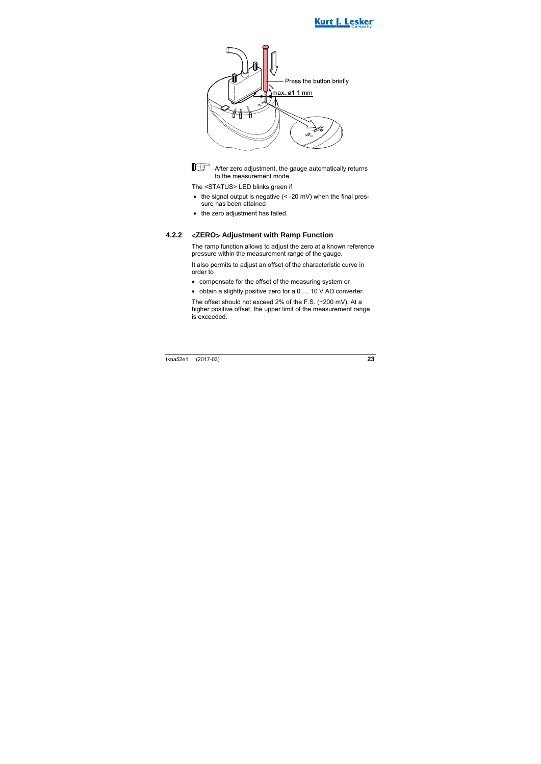Press the button briefly

max. ø1.1 mm

After zero adjustment, the gauge automatically returns to the measurement mode.

The <STATUS> LED blinks green if

- the signal output is negative (< -20 mV) when the final pressure has been attained
- the zero adjustment has failed.

### 4.2.2 <ZERO> Adjustment with Ramp Function

The ramp function allows to adjust the zero at a known reference pressure within the measurement range of the gauge.

It also permits to adjust an offset of the characteristic curve in order to

- compensate for the offset of the measuring system or
- obtain a slightly positive zero for a 0 … 10 V AD converter.

The offset should not exceed 2% of the F.S. (+200 mV). At a higher positive offset, the upper limit of the measurement range is exceeded.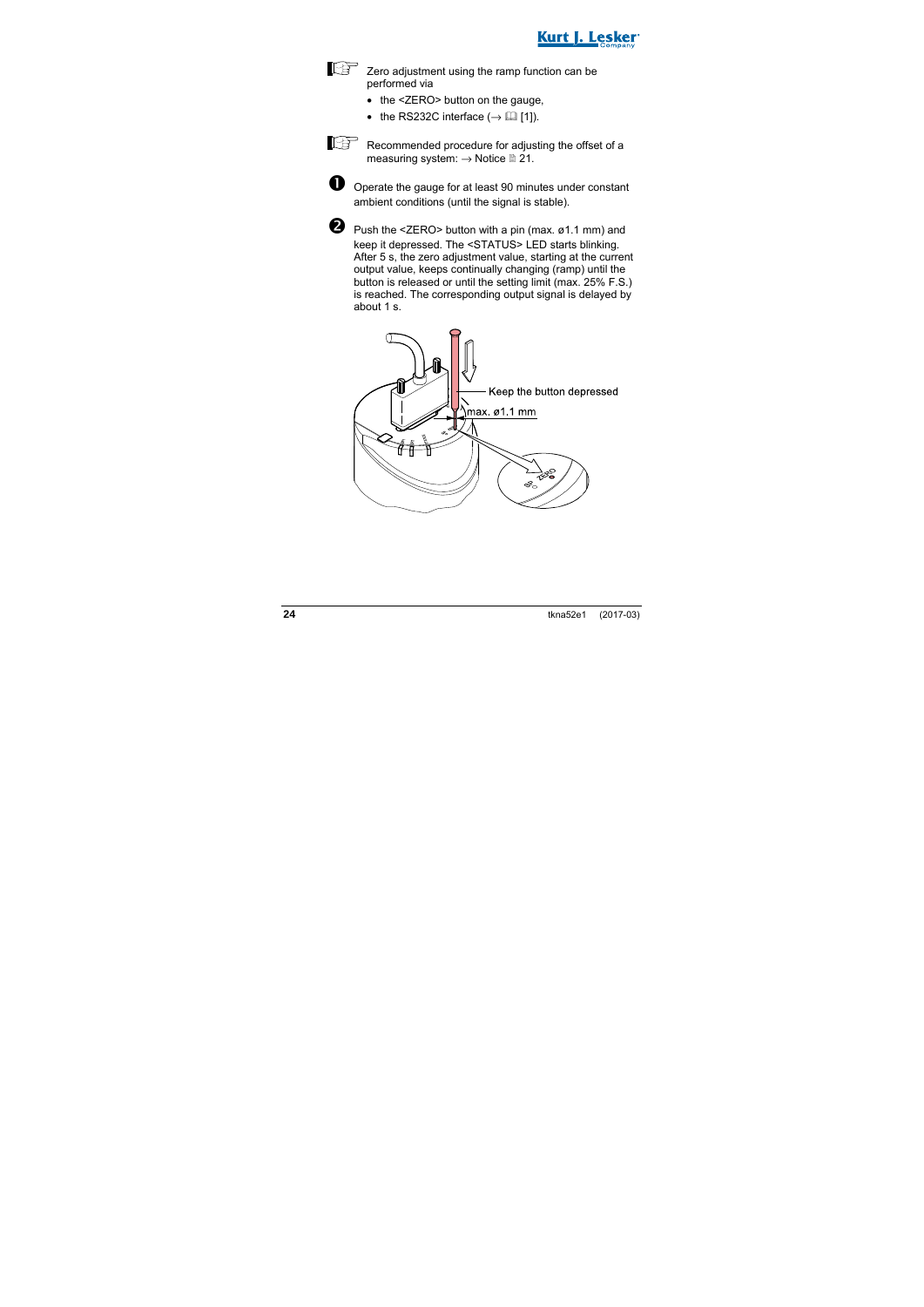Zero adjustment using the ramp function can be performed via

- the <ZERO> button on the gauge,
- the RS232C interface (→ 📖 [1]).

Recommended procedure for adjusting the offset of a measuring system: → Notice 🗎 21.

❶ Operate the gauge for at least 90 minutes under constant ambient conditions (until the signal is stable).

❷ Push the <ZERO> button with a pin (max. ø1.1 mm) and keep it depressed. The <STATUS> LED starts blinking. After 5 s, the zero adjustment value, starting at the current output value, keeps continually changing (ramp) until the button is released or until the setting limit (max. 25% F.S.) is reached. The corresponding output signal is delayed by about 1 s.

Keep the button depressed

max. ø1.1 mm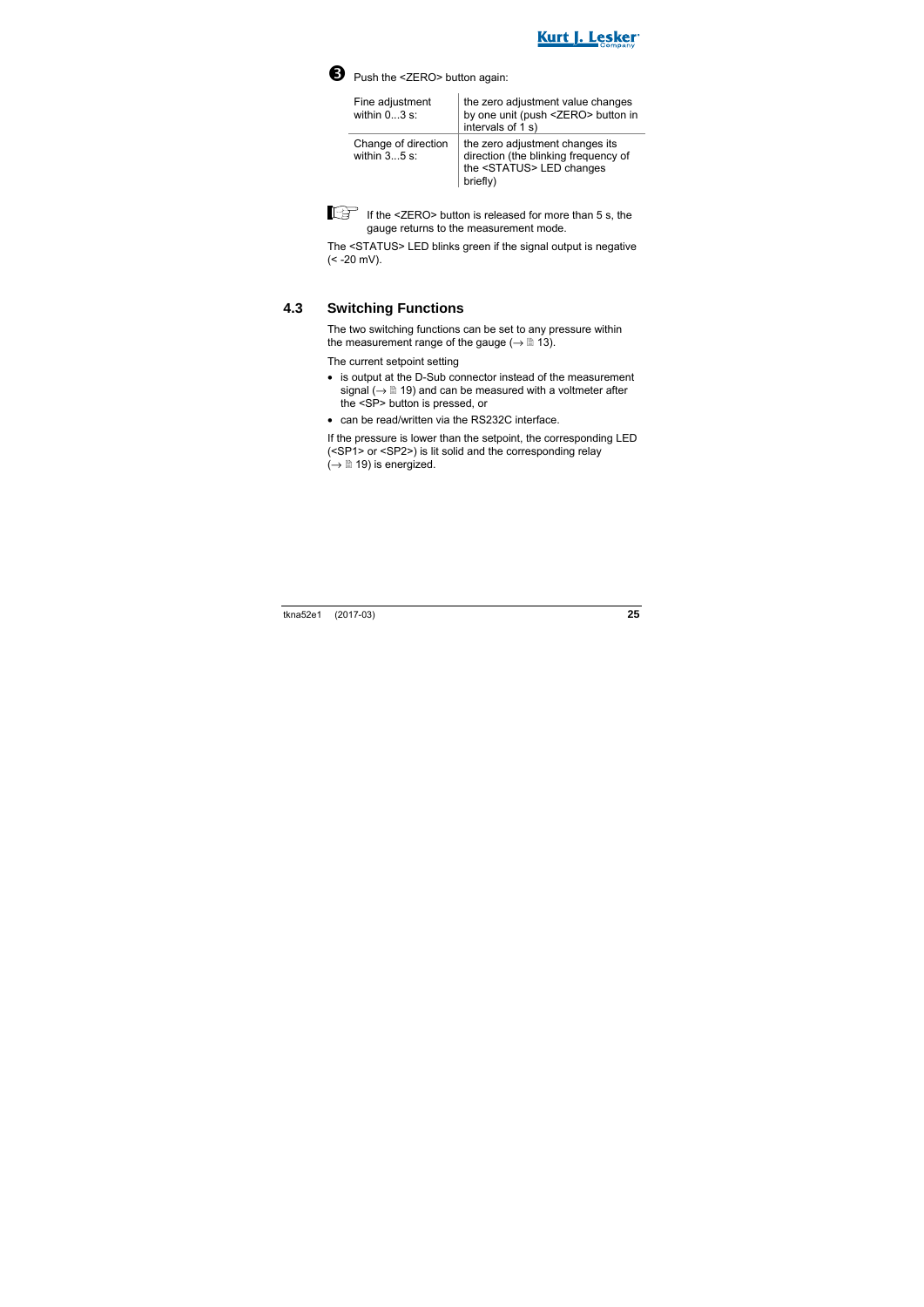❸ Push the <ZERO> button again:

| | |
|---|---|
| Fine adjustment within 0...3 s: | the zero adjustment value changes by one unit (push <ZERO> button in intervals of 1 s) |
| Change of direction within 3...5 s: | the zero adjustment changes its direction (the blinking frequency of the <STATUS> LED changes briefly) |

☞ If the <ZERO> button is released for more than 5 s, the gauge returns to the measurement mode.

The <STATUS> LED blinks green if the signal output is negative (< -20 mV).

## 4.3 Switching Functions

The two switching functions can be set to any pressure within the measurement range of the gauge (→ 🗎 13).

The current setpoint setting

- is output at the D-Sub connector instead of the measurement signal (→ 🗎 19) and can be measured with a voltmeter after the <SP> button is pressed, or
- can be read/written via the RS232C interface.

If the pressure is lower than the setpoint, the corresponding LED (<SP1> or <SP2>) is lit solid and the corresponding relay (→ 🗎 19) is energized.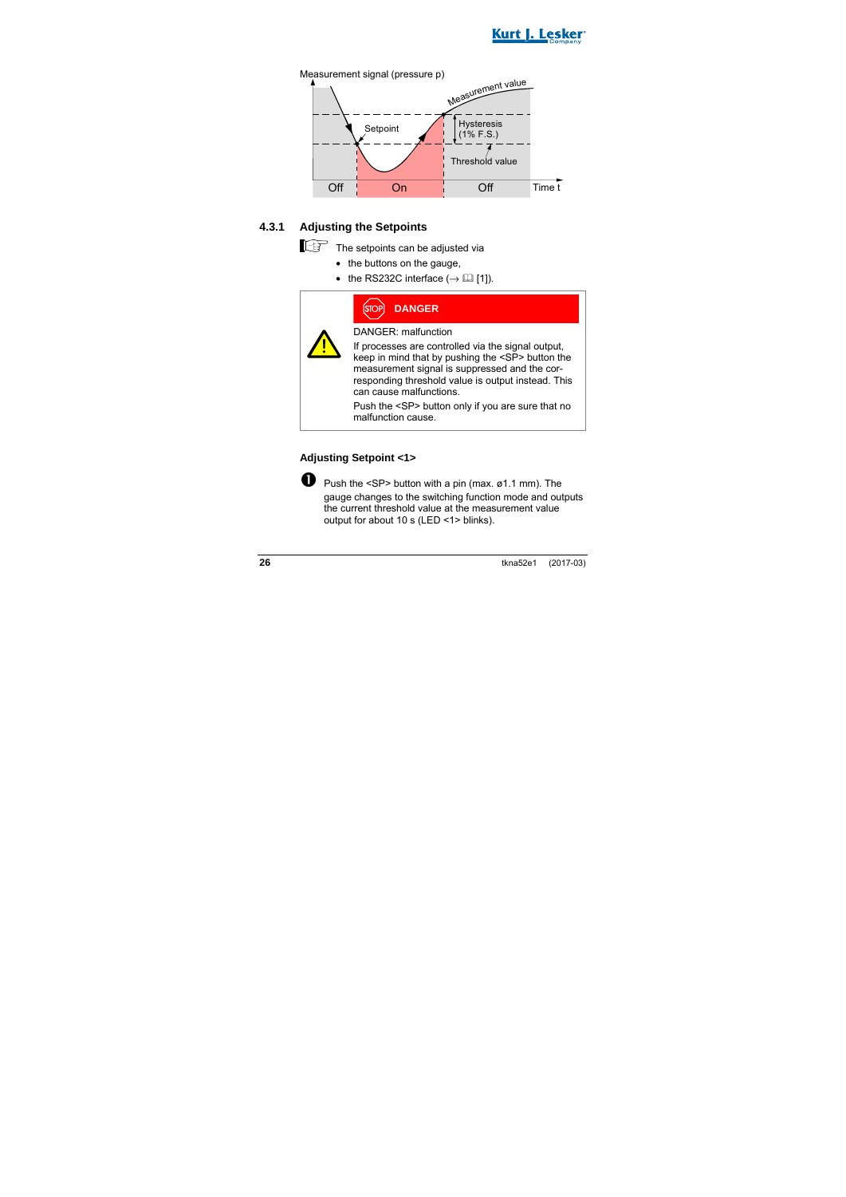Measurement signal (pressure p)

Measurement value

Setpoint

Hysteresis (1% F.S.)

Threshold value

Off | On | Off | Time t

### 4.3.1 Adjusting the Setpoints

☞ The setpoints can be adjusted via

- the buttons on the gauge,
- the RS232C interface (→ 📖 [1]).

> **DANGER**
>
> DANGER: malfunction
>
> If processes are controlled via the signal output, keep in mind that by pushing the <SP> button the measurement signal is suppressed and the corresponding threshold value is output instead. This can cause malfunctions.
>
> Push the <SP> button only if you are sure that no malfunction cause.

**Adjusting Setpoint <1>**

❶ Push the <SP> button with a pin (max. ø1.1 mm). The gauge changes to the switching function mode and outputs the current threshold value at the measurement value output for about 10 s (LED <1> blinks).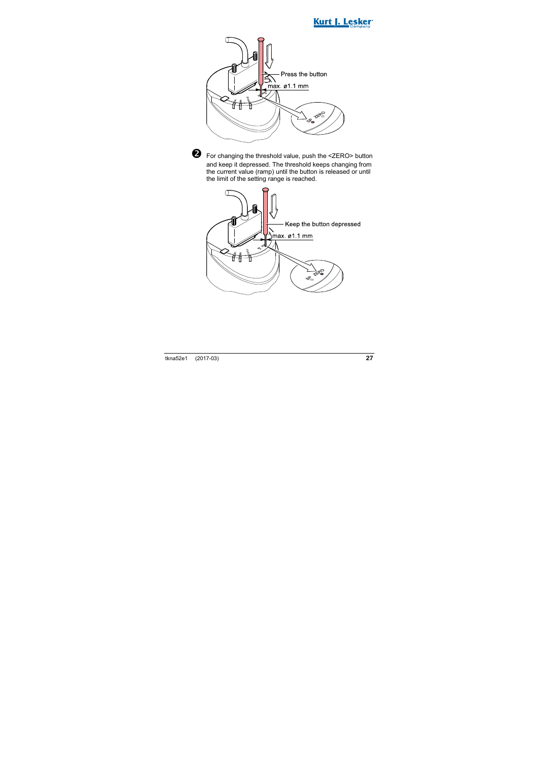Press the button

max. ø1.1 mm

❷ For changing the threshold value, push the <ZERO> button and keep it depressed. The threshold keeps changing from the current value (ramp) until the button is released or until the limit of the setting range is reached.

Keep the button depressed

max. ø1.1 mm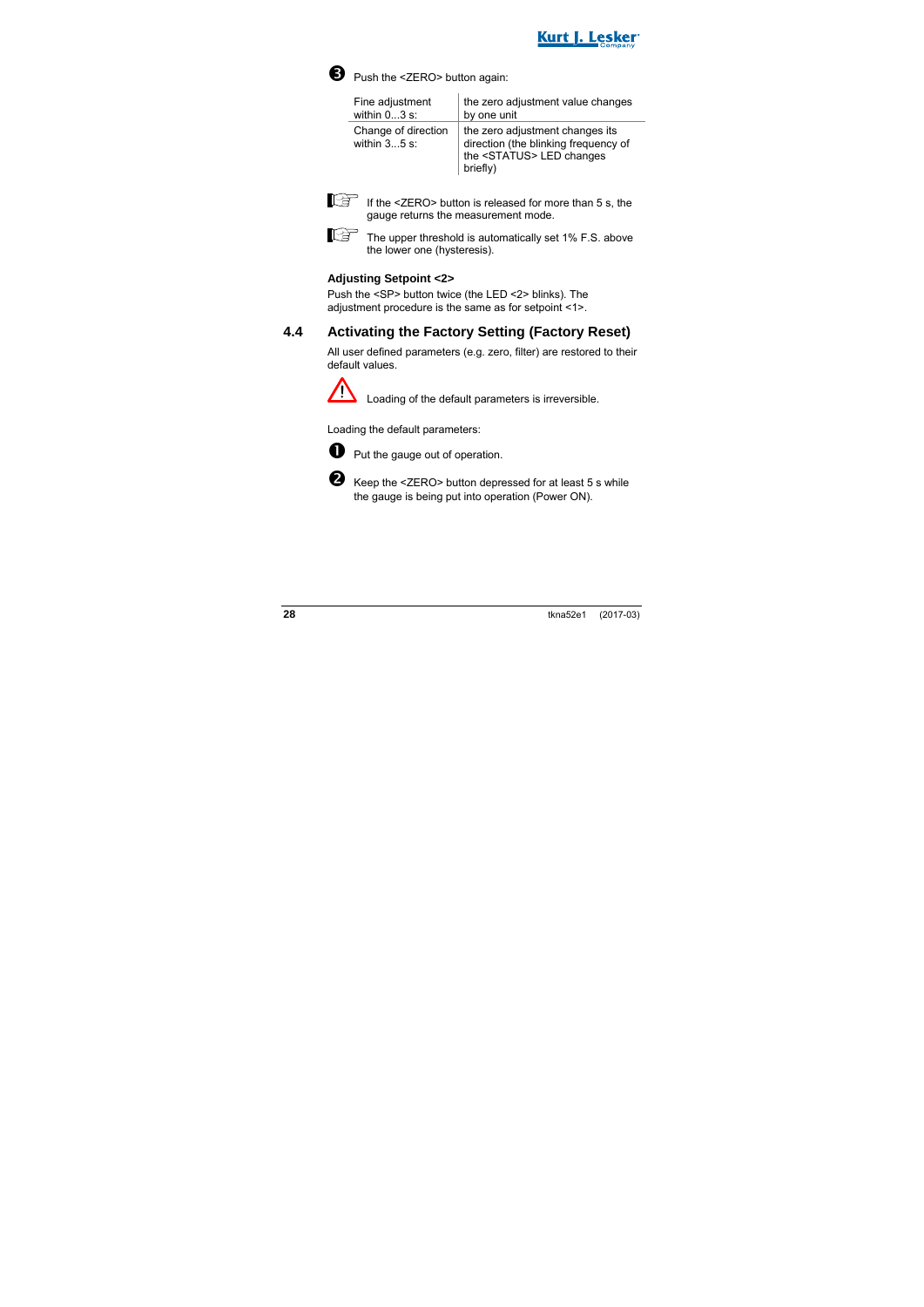❸ Push the <ZERO> button again:

| Fine adjustment within 0…3 s: | the zero adjustment value changes by one unit |
|---|---|
| Change of direction within 3…5 s: | the zero adjustment changes its direction (the blinking frequency of the <STATUS> LED changes briefly) |

If the <ZERO> button is released for more than 5 s, the gauge returns the measurement mode.

The upper threshold is automatically set 1% F.S. above the lower one (hysteresis).

**Adjusting Setpoint <2>**

Push the <SP> button twice (the LED <2> blinks). The adjustment procedure is the same as for setpoint <1>.

## 4.4 Activating the Factory Setting (Factory Reset)

All user defined parameters (e.g. zero, filter) are restored to their default values.

Loading of the default parameters is irreversible.

Loading the default parameters:

❶ Put the gauge out of operation.

❷ Keep the <ZERO> button depressed for at least 5 s while the gauge is being put into operation (Power ON).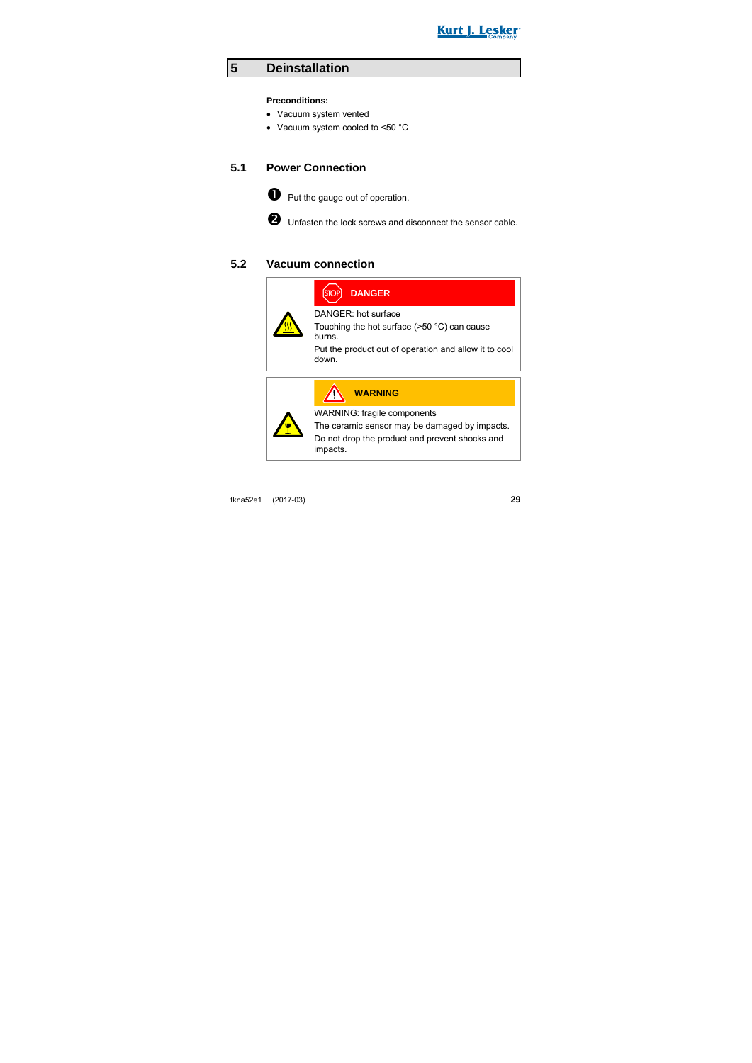# 5 Deinstallation

**Preconditions:**

- Vacuum system vented
- Vacuum system cooled to <50 °C

## 5.1 Power Connection

❶ Put the gauge out of operation.

❷ Unfasten the lock screws and disconnect the sensor cable.

## 5.2 Vacuum connection

**DANGER**

DANGER: hot surface

Touching the hot surface (>50 °C) can cause burns.

Put the product out of operation and allow it to cool down.

**WARNING**

WARNING: fragile components

The ceramic sensor may be damaged by impacts.

Do not drop the product and prevent shocks and impacts.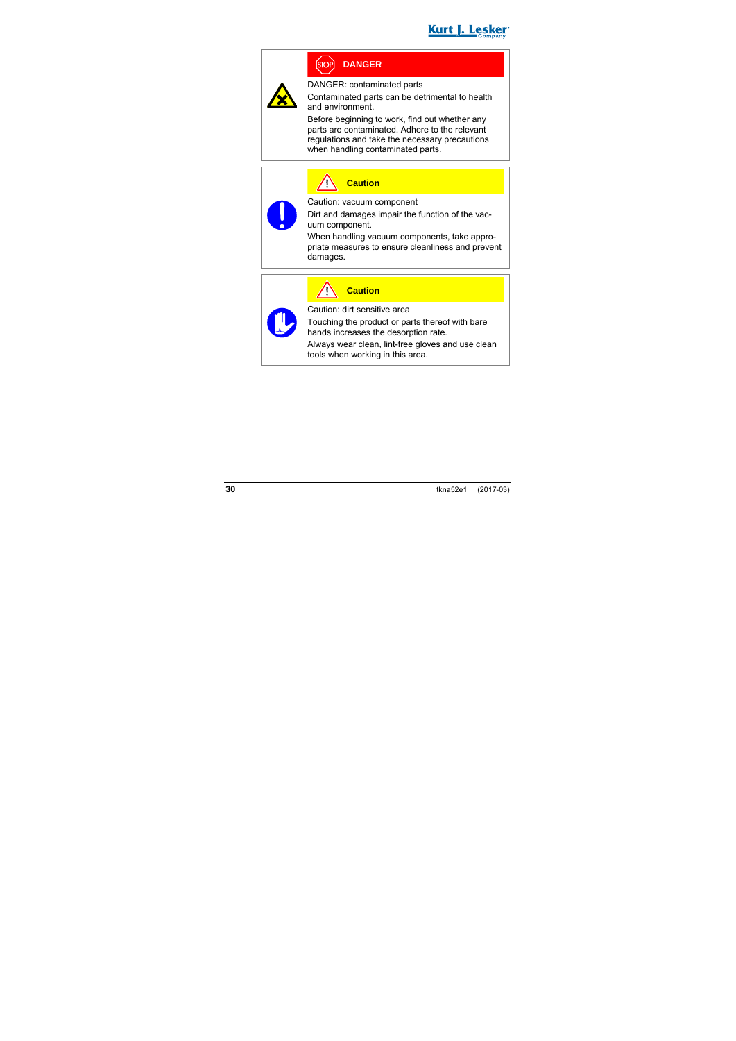**DANGER**

DANGER: contaminated parts

Contaminated parts can be detrimental to health and environment.

Before beginning to work, find out whether any parts are contaminated. Adhere to the relevant regulations and take the necessary precautions when handling contaminated parts.

**Caution**

Caution: vacuum component

Dirt and damages impair the function of the vacuum component.

When handling vacuum components, take appropriate measures to ensure cleanliness and prevent damages.

**Caution**

Caution: dirt sensitive area

Touching the product or parts thereof with bare hands increases the desorption rate.

Always wear clean, lint-free gloves and use clean tools when working in this area.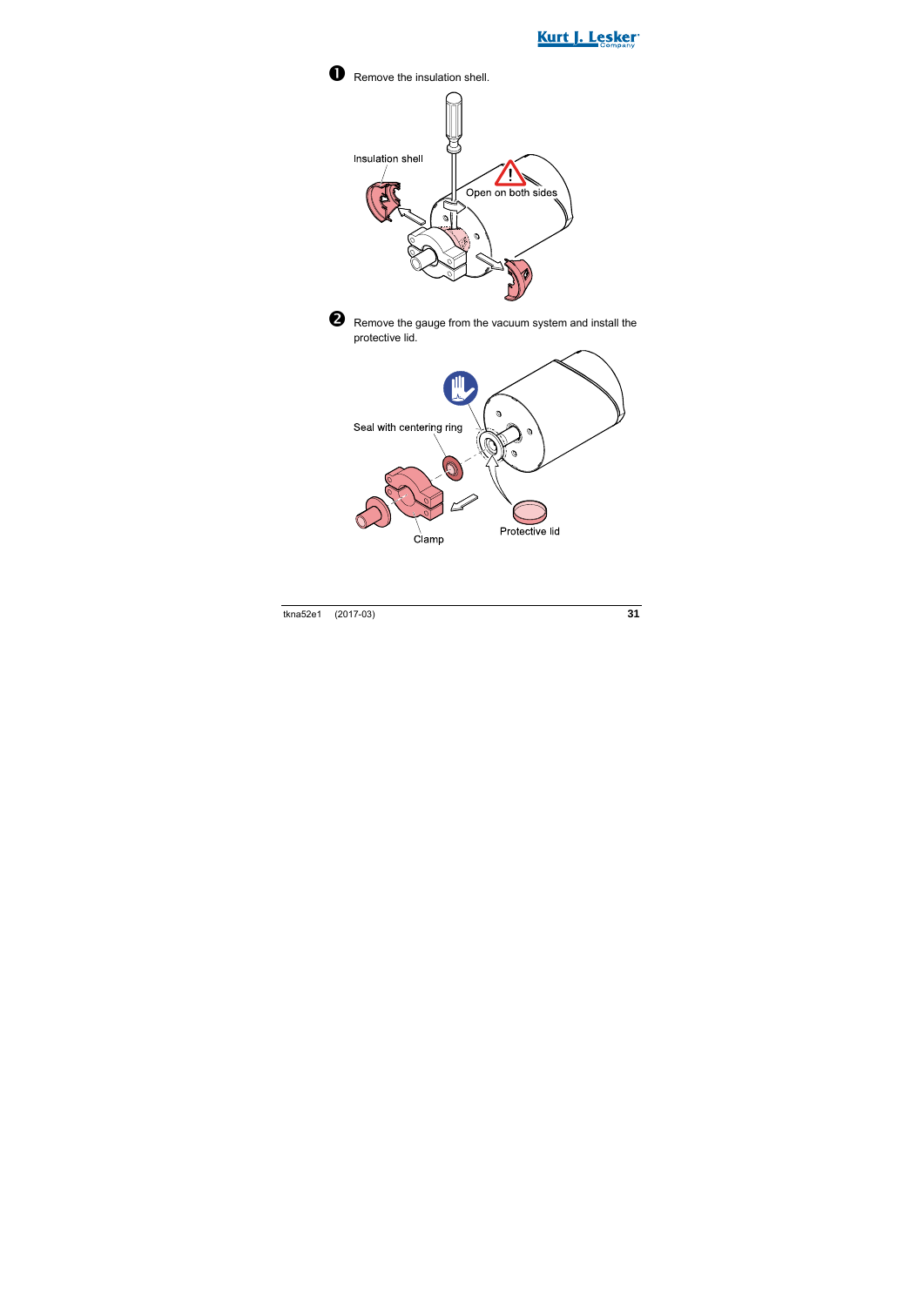❶ Remove the insulation shell.

Insulation shell

Open on both sides

❷ Remove the gauge from the vacuum system and install the protective lid.

Seal with centering ring

Clamp

Protective lid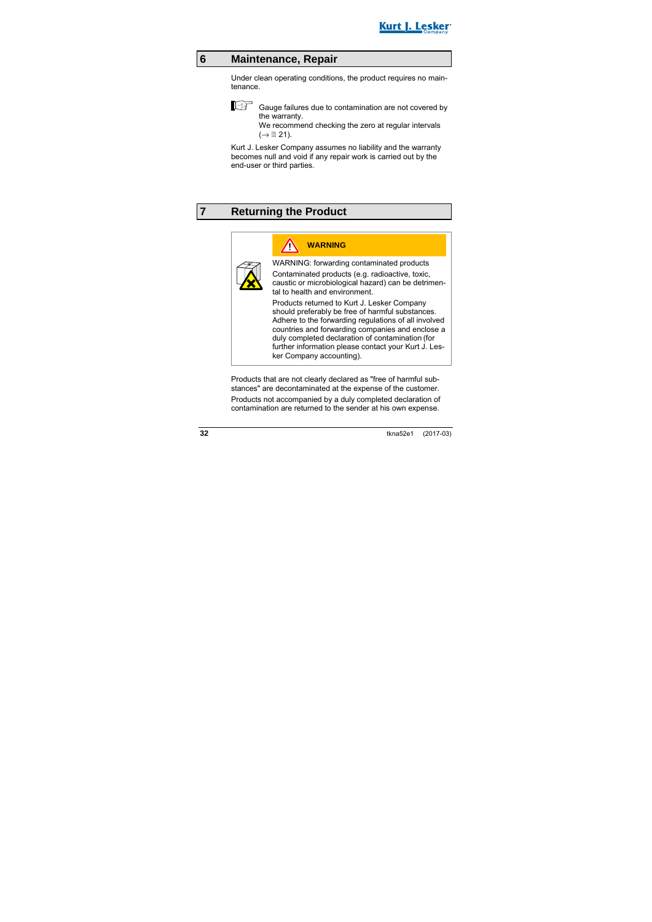# 6 Maintenance, Repair

Under clean operating conditions, the product requires no maintenance.

Gauge failures due to contamination are not covered by the warranty.
We recommend checking the zero at regular intervals (→ 21).

Kurt J. Lesker Company assumes no liability and the warranty becomes null and void if any repair work is carried out by the end-user or third parties.

# 7 Returning the Product

**WARNING**

WARNING: forwarding contaminated products

Contaminated products (e.g. radioactive, toxic, caustic or microbiological hazard) can be detrimental to health and environment.

Products returned to Kurt J. Lesker Company should preferably be free of harmful substances. Adhere to the forwarding regulations of all involved countries and forwarding companies and enclose a duly completed declaration of contamination (for further information please contact your Kurt J. Lesker Company accounting).

Products that are not clearly declared as "free of harmful substances" are decontaminated at the expense of the customer.

Products not accompanied by a duly completed declaration of contamination are returned to the sender at his own expense.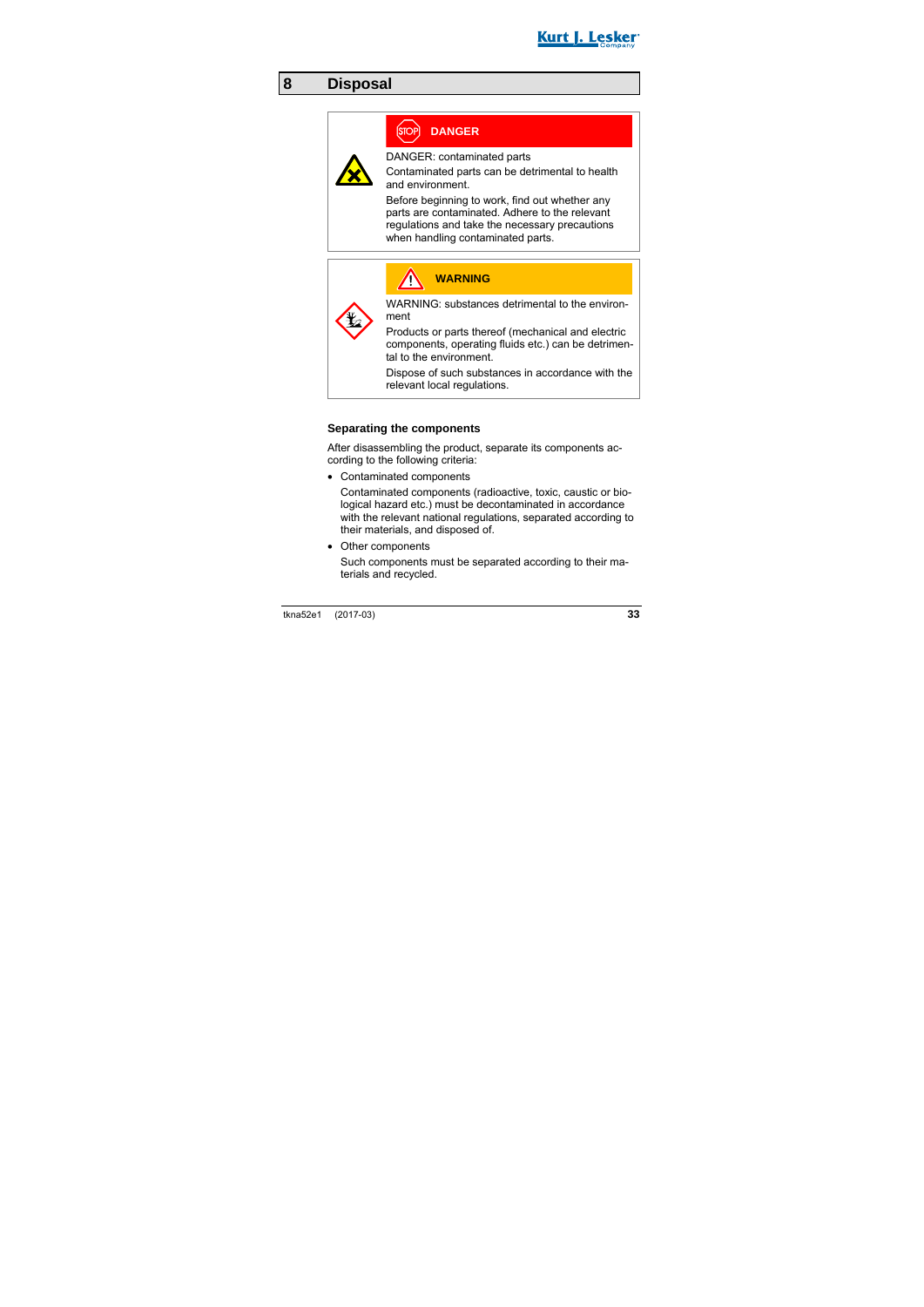# 8 Disposal

> **DANGER**
>
> DANGER: contaminated parts
>
> Contaminated parts can be detrimental to health and environment.
>
> Before beginning to work, find out whether any parts are contaminated. Adhere to the relevant regulations and take the necessary precautions when handling contaminated parts.

> **WARNING**
>
> WARNING: substances detrimental to the environment
>
> Products or parts thereof (mechanical and electric components, operating fluids etc.) can be detrimental to the environment.
>
> Dispose of such substances in accordance with the relevant local regulations.

### Separating the components

After disassembling the product, separate its components according to the following criteria:

- Contaminated components

  Contaminated components (radioactive, toxic, caustic or biological hazard etc.) must be decontaminated in accordance with the relevant national regulations, separated according to their materials, and disposed of.

- Other components

  Such components must be separated according to their materials and recycled.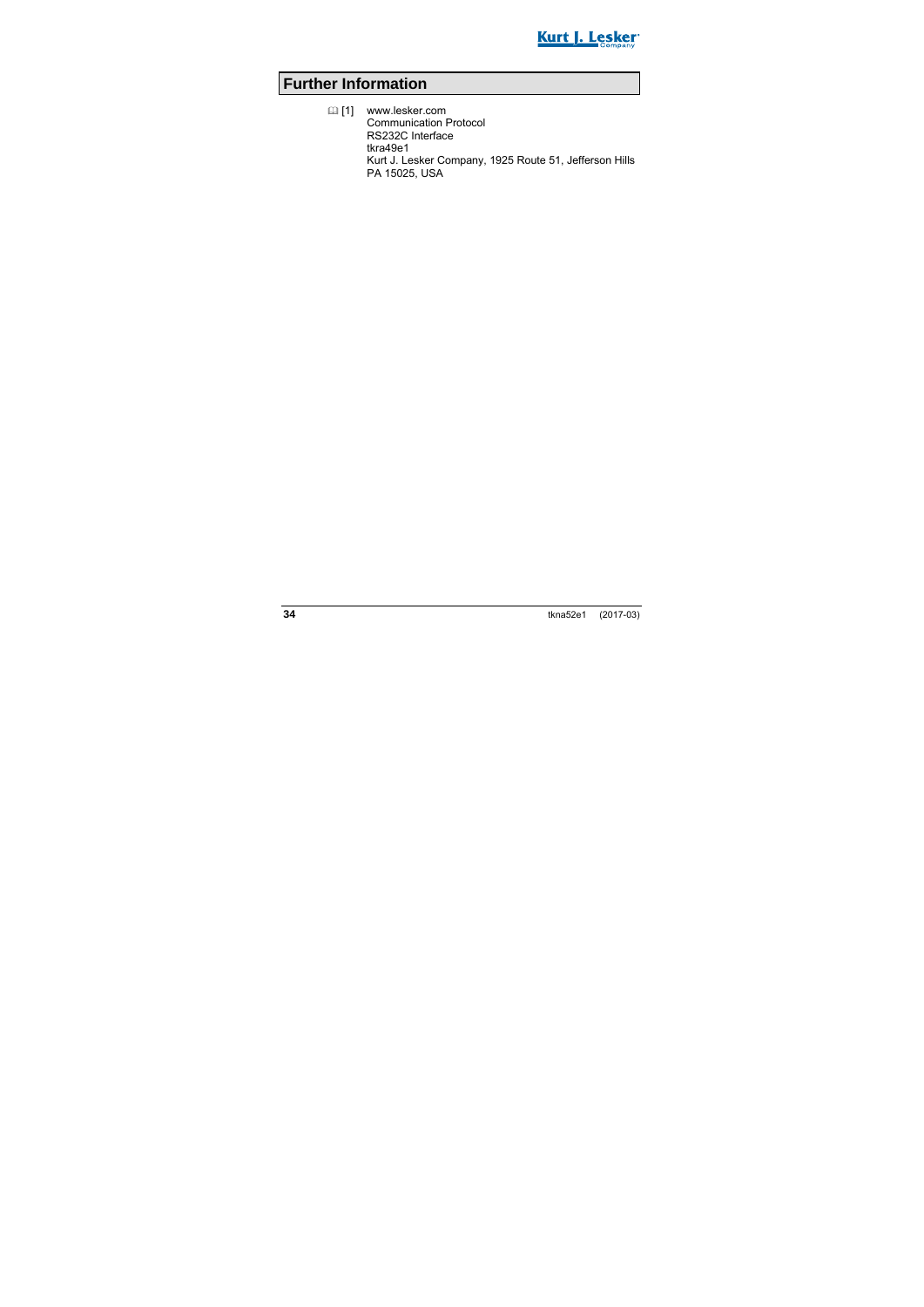# Further Information

📖 [1] www.lesker.com
Communication Protocol
RS232C Interface
tkra49e1
Kurt J. Lesker Company, 1925 Route 51, Jefferson Hills PA 15025, USA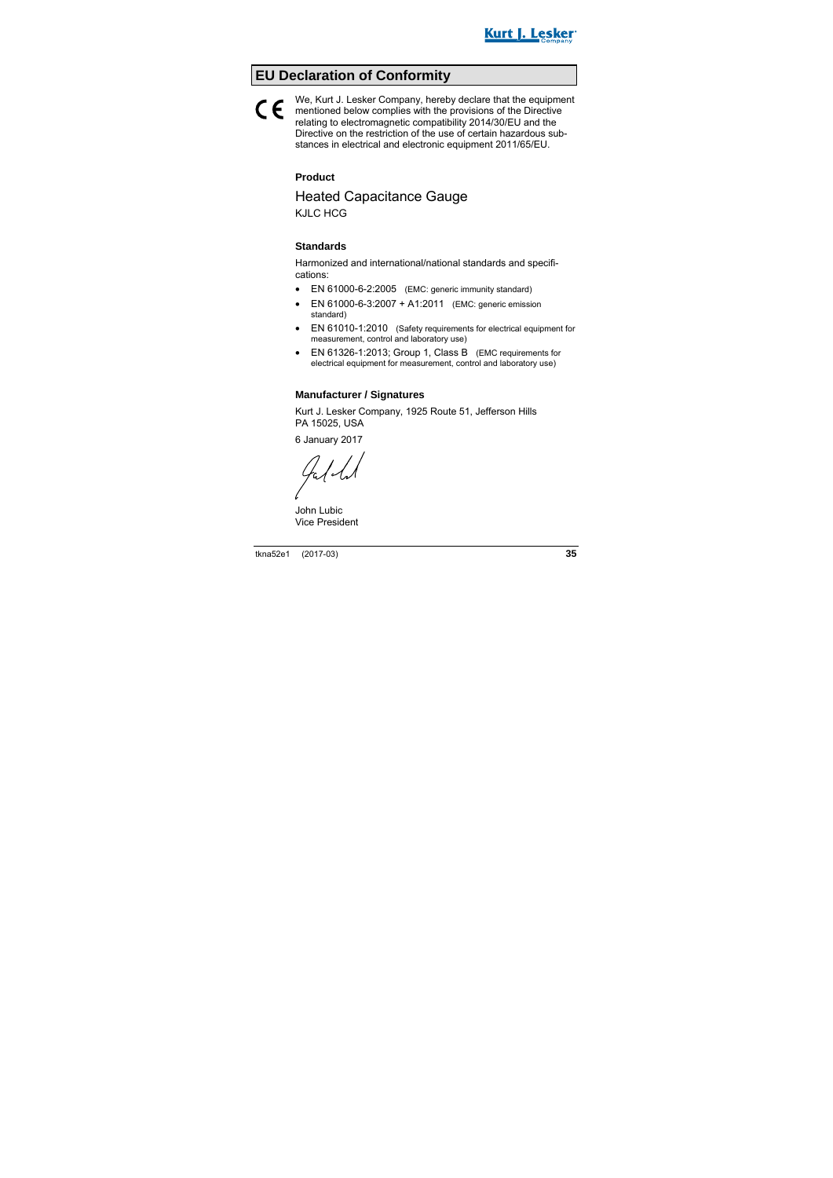## EU Declaration of Conformity

CE

We, Kurt J. Lesker Company, hereby declare that the equipment mentioned below complies with the provisions of the Directive relating to electromagnetic compatibility 2014/30/EU and the Directive on the restriction of the use of certain hazardous substances in electrical and electronic equipment 2011/65/EU.

**Product**

Heated Capacitance Gauge
KJLC HCG

**Standards**

Harmonized and international/national standards and specifications:

- EN 61000-6-2:2005 (EMC: generic immunity standard)
- EN 61000-6-3:2007 + A1:2011 (EMC: generic emission standard)
- EN 61010-1:2010 (Safety requirements for electrical equipment for measurement, control and laboratory use)
- EN 61326-1:2013; Group 1, Class B (EMC requirements for electrical equipment for measurement, control and laboratory use)

**Manufacturer / Signatures**

Kurt J. Lesker Company, 1925 Route 51, Jefferson Hills
PA 15025, USA

6 January 2017

John Lubic
Vice President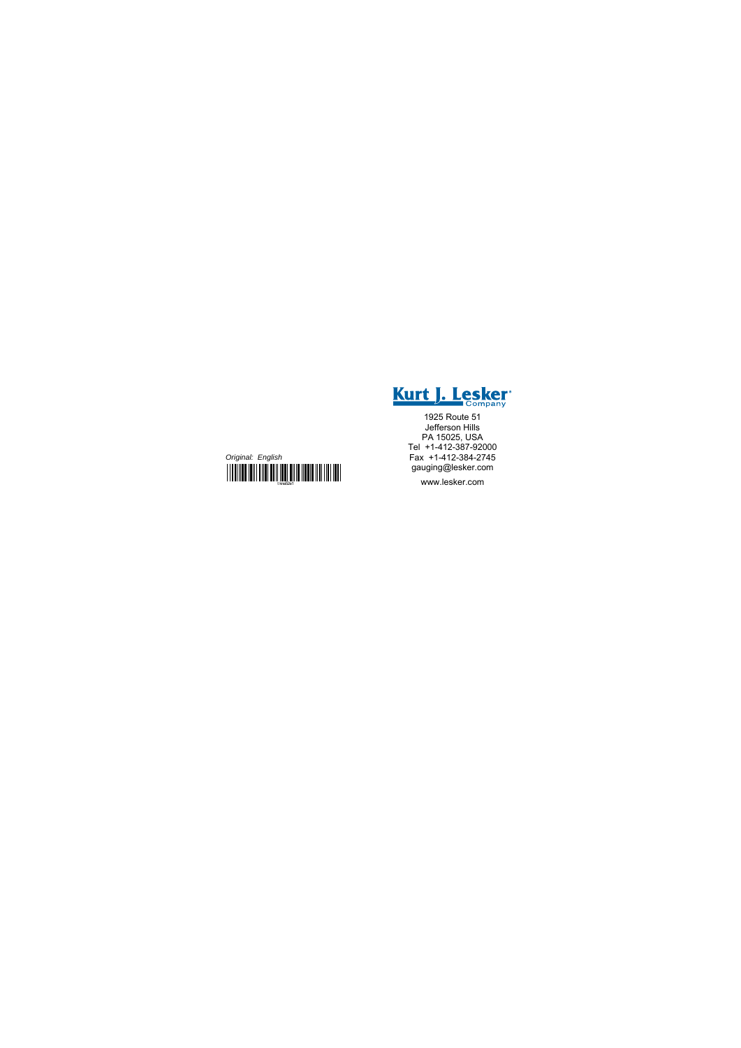*Original: English*

tinaxxx

**Kurt J. Lesker Company**

1925 Route 51
Jefferson Hills
PA 15025, USA
Tel +1-412-387-92000
Fax +1-412-384-2745
gauging@lesker.com

www.lesker.com